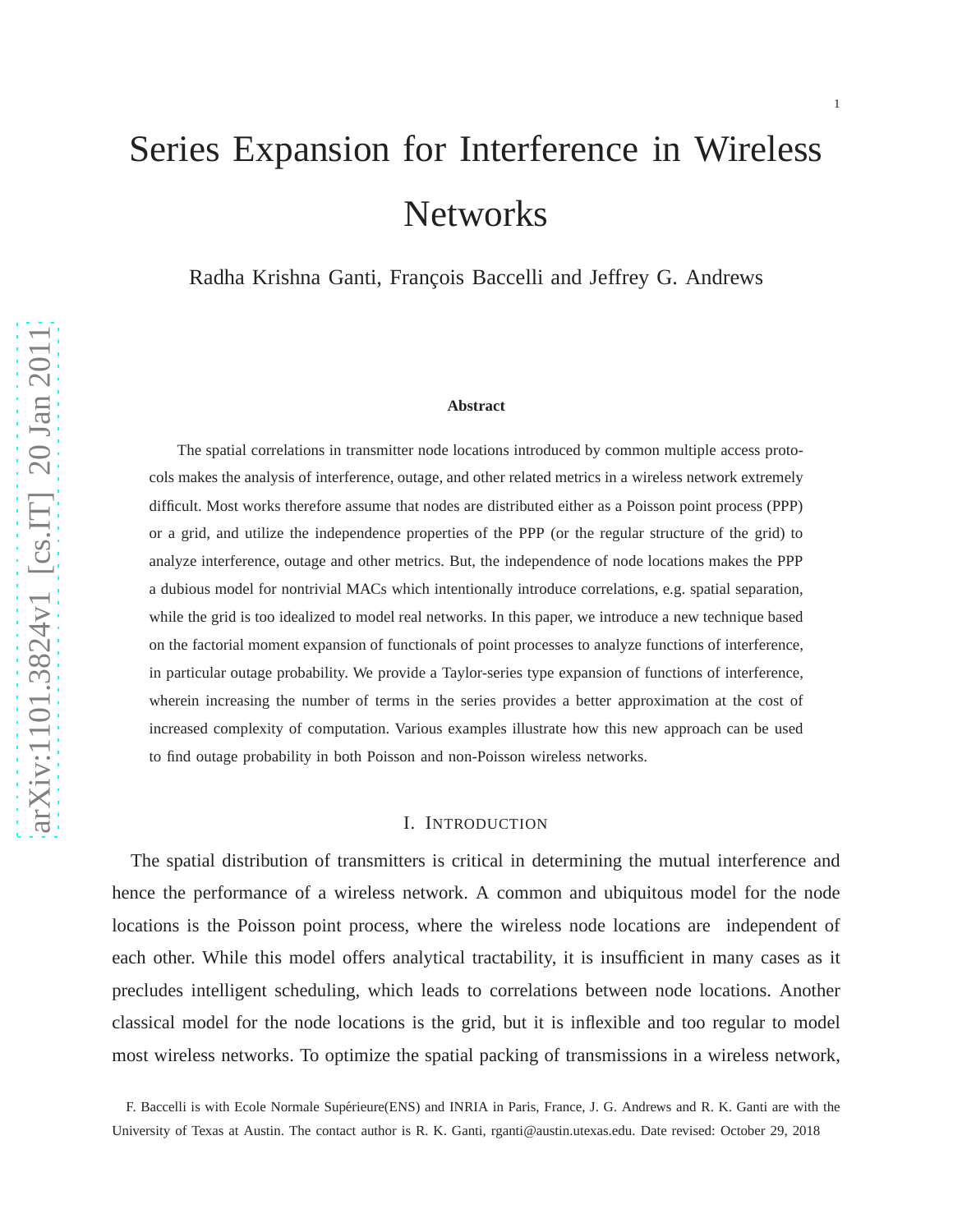# Series Expansion for Interference in Wireless Networks

Radha Krishna Ganti, François Baccelli and Jeffrey G. Andrews

**Abstract**

The spatial correlations in transmitter node locations introduced by common multiple access protocols makes the analysis of interference, outage, and other related metrics in a wireless network extremely difficult. Most works therefore assume that nodes are distributed either as a Poisson point process (PPP) or a grid, and utilize the independence properties of the PPP (or the regular structure of the grid) to analyze interference, outage and other metrics. But, the independence of node locations makes the PPP a dubious model for nontrivial MACs which intentionally introduce correlations, e.g. spatial separation, while the grid is too idealized to model real networks. In this paper, we introduce a new technique based on the factorial moment expansion of functionals of point processes to analyze functions of interference, in particular outage probability. We provide a Taylor-series type expansion of functions of interference, wherein increasing the number of terms in the series provides a better approximation at the cost of increased complexity of computation. Various examples illustrate how this new approach can be used to find outage probability in both Poisson and non-Poisson wireless networks.

## I. Introduction

The spatial distribution of transmitters is critical in determining the mutual interference and hence the performance of a wireless network. A common and ubiquitous model for the node locations is the Poisson point process, where the wireless node locations are independent of each other. While this model offers analytical tractability, it is insufficient in many cases as it precludes intelligent scheduling, which leads to correlations between node locations. Another classical model for the node locations is the grid, but it is inflexible and too regular to model most wireless networks. To optimize the spatial packing of transmissions in a wireless network,

F. Baccelli is with Ecole Normale Supérieure(ENS) and INRIA in Paris, France, J. G. Andrews and R. K. Ganti are with the University of Texas at Austin. The contact author is R. K. Ganti, rganti@austin.utexas.edu. Date revised: October 29, 2018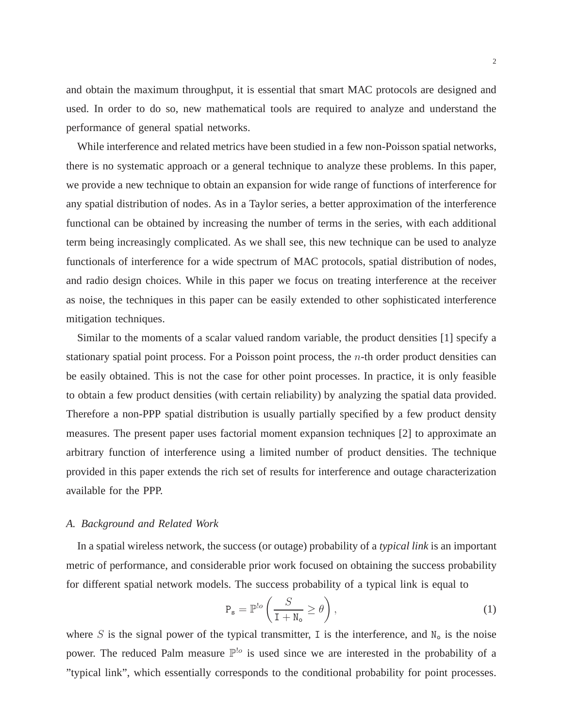and obtain the maximum throughput, it is essential that smart MAC protocols are designed and used. In order to do so, new mathematical tools are required to analyze and understand the performance of general spatial networks.

While interference and related metrics have been studied in a few non-Poisson spatial networks, there is no systematic approach or a general technique to analyze these problems. In this paper, we provide a new technique to obtain an expansion for wide range of functions of interference for any spatial distribution of nodes. As in a Taylor series, a better approximation of the interference functional can be obtained by increasing the number of terms in the series, with each additional term being increasingly complicated. As we shall see, this new technique can be used to analyze functionals of interference for a wide spectrum of MAC protocols, spatial distribution of nodes, and radio design choices. While in this paper we focus on treating interference at the receiver as noise, the techniques in this paper can be easily extended to other sophisticated interference mitigation techniques.

Similar to the moments of a scalar valued random variable, the product densities [1] specify a stationary spatial point process. For a Poisson point process, the $n$-th order product densities can be easily obtained. This is not the case for other point processes. In practice, it is only feasible to obtain a few product densities (with certain reliability) by analyzing the spatial data provided. Therefore a non-PPP spatial distribution is usually partially specified by a few product density measures. The present paper uses factorial moment expansion techniques [2] to approximate an arbitrary function of interference using a limited number of product densities. The technique provided in this paper extends the rich set of results for interference and outage characterization available for the PPP.

### A. Background and Related Work

In a spatial wireless network, the success (or outage) probability of a *typical link* is an important metric of performance, and considerable prior work focused on obtaining the success probability for different spatial network models. The success probability of a typical link is equal to

$$\mathtt{P_s} = \mathbb{P}^{!o}\left(\frac{S}{\mathtt{I} + \mathtt{N_o}} \geq \theta\right), \tag{1}$$

where $S$ is the signal power of the typical transmitter, $\mathtt{I}$ is the interference, and $\mathtt{N_o}$ is the noise power. The reduced Palm measure $\mathbb{P}^{!o}$ is used since we are interested in the probability of a "typical link", which essentially corresponds to the conditional probability for point processes.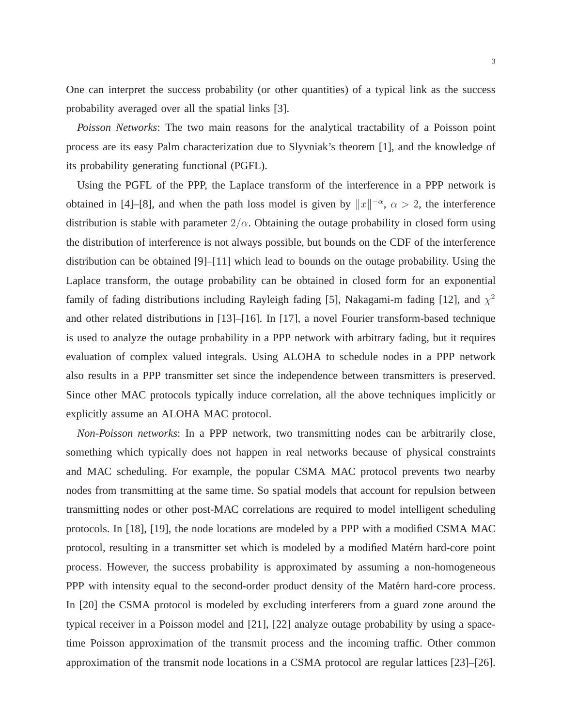One can interpret the success probability (or other quantities) of a typical link as the success probability averaged over all the spatial links [3].

*Poisson Networks*: The two main reasons for the analytical tractability of a Poisson point process are its easy Palm characterization due to Slyvniak's theorem [1], and the knowledge of its probability generating functional (PGFL).

Using the PGFL of the PPP, the Laplace transform of the interference in a PPP network is obtained in [4]–[8], and when the path loss model is given by $\|x\|^{-\alpha}$, $\alpha > 2$, the interference distribution is stable with parameter $2/\alpha$. Obtaining the outage probability in closed form using the distribution of interference is not always possible, but bounds on the CDF of the interference distribution can be obtained [9]–[11] which lead to bounds on the outage probability. Using the Laplace transform, the outage probability can be obtained in closed form for an exponential family of fading distributions including Rayleigh fading [5], Nakagami-m fading [12], and $\chi^2$ and other related distributions in [13]–[16]. In [17], a novel Fourier transform-based technique is used to analyze the outage probability in a PPP network with arbitrary fading, but it requires evaluation of complex valued integrals. Using ALOHA to schedule nodes in a PPP network also results in a PPP transmitter set since the independence between transmitters is preserved. Since other MAC protocols typically induce correlation, all the above techniques implicitly or explicitly assume an ALOHA MAC protocol.

*Non-Poisson networks*: In a PPP network, two transmitting nodes can be arbitrarily close, something which typically does not happen in real networks because of physical constraints and MAC scheduling. For example, the popular CSMA MAC protocol prevents two nearby nodes from transmitting at the same time. So spatial models that account for repulsion between transmitting nodes or other post-MAC correlations are required to model intelligent scheduling protocols. In [18], [19], the node locations are modeled by a PPP with a modified CSMA MAC protocol, resulting in a transmitter set which is modeled by a modified Matérn hard-core point process. However, the success probability is approximated by assuming a non-homogeneous PPP with intensity equal to the second-order product density of the Matérn hard-core process. In [20] the CSMA protocol is modeled by excluding interferers from a guard zone around the typical receiver in a Poisson model and [21], [22] analyze outage probability by using a space-time Poisson approximation of the transmit process and the incoming traffic. Other common approximation of the transmit node locations in a CSMA protocol are regular lattices [23]–[26].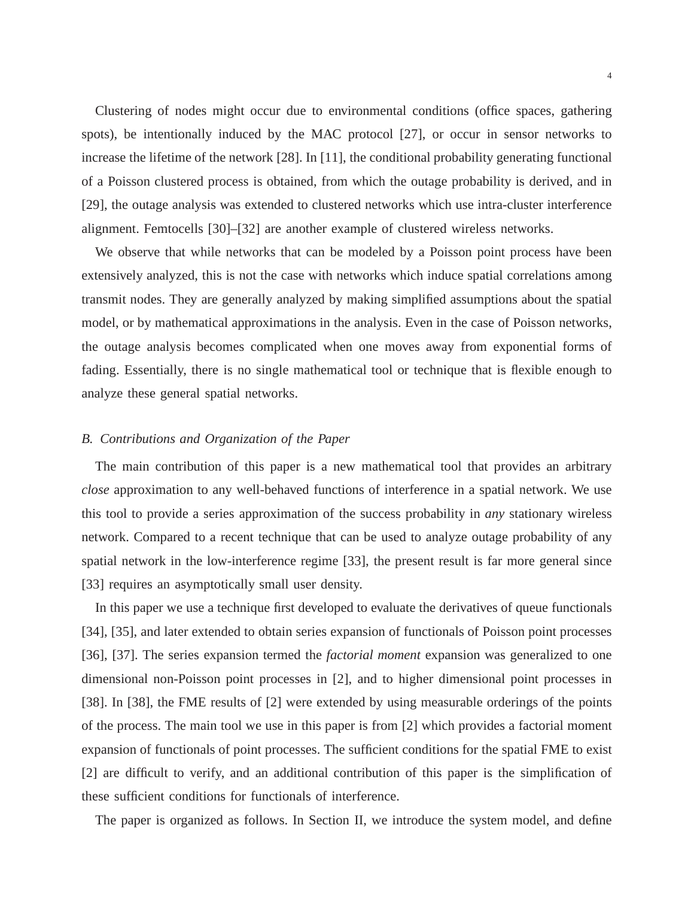Clustering of nodes might occur due to environmental conditions (office spaces, gathering spots), be intentionally induced by the MAC protocol [27], or occur in sensor networks to increase the lifetime of the network [28]. In [11], the conditional probability generating functional of a Poisson clustered process is obtained, from which the outage probability is derived, and in [29], the outage analysis was extended to clustered networks which use intra-cluster interference alignment. Femtocells [30]–[32] are another example of clustered wireless networks.

We observe that while networks that can be modeled by a Poisson point process have been extensively analyzed, this is not the case with networks which induce spatial correlations among transmit nodes. They are generally analyzed by making simplified assumptions about the spatial model, or by mathematical approximations in the analysis. Even in the case of Poisson networks, the outage analysis becomes complicated when one moves away from exponential forms of fading. Essentially, there is no single mathematical tool or technique that is flexible enough to analyze these general spatial networks.

### B. Contributions and Organization of the Paper

The main contribution of this paper is a new mathematical tool that provides an arbitrary *close* approximation to any well-behaved functions of interference in a spatial network. We use this tool to provide a series approximation of the success probability in *any* stationary wireless network. Compared to a recent technique that can be used to analyze outage probability of any spatial network in the low-interference regime [33], the present result is far more general since [33] requires an asymptotically small user density.

In this paper we use a technique first developed to evaluate the derivatives of queue functionals [34], [35], and later extended to obtain series expansion of functionals of Poisson point processes [36], [37]. The series expansion termed the *factorial moment* expansion was generalized to one dimensional non-Poisson point processes in [2], and to higher dimensional point processes in [38]. In [38], the FME results of [2] were extended by using measurable orderings of the points of the process. The main tool we use in this paper is from [2] which provides a factorial moment expansion of functionals of point processes. The sufficient conditions for the spatial FME to exist [2] are difficult to verify, and an additional contribution of this paper is the simplification of these sufficient conditions for functionals of interference.

The paper is organized as follows. In Section II, we introduce the system model, and define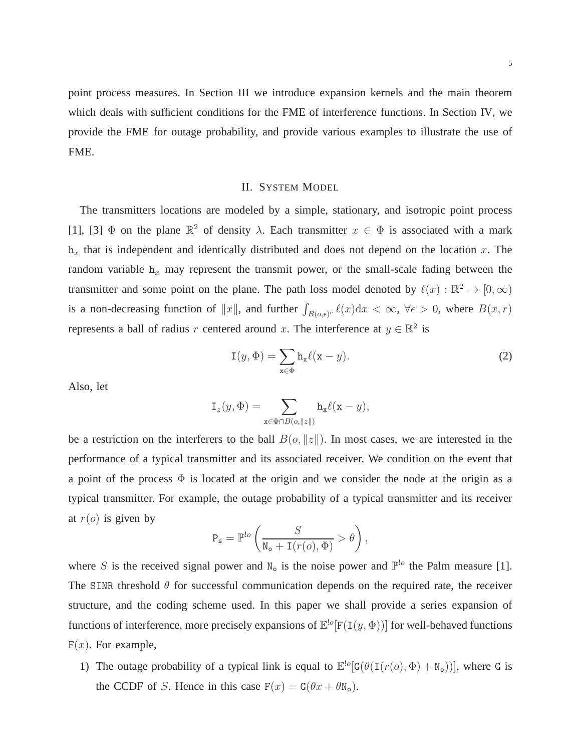point process measures. In Section III we introduce expansion kernels and the main theorem which deals with sufficient conditions for the FME of interference functions. In Section IV, we provide the FME for outage probability, and provide various examples to illustrate the use of FME.

## II. System Model

The transmitters locations are modeled by a simple, stationary, and isotropic point process [1], [3] $\Phi$ on the plane $\mathbb{R}^2$ of density $\lambda$. Each transmitter $x \in \Phi$ is associated with a mark $\mathtt{h}_x$ that is independent and identically distributed and does not depend on the location $x$. The random variable $\mathtt{h}_x$ may represent the transmit power, or the small-scale fading between the transmitter and some point on the plane. The path loss model denoted by $\ell(x) : \mathbb{R}^2 \to [0, \infty)$ is a non-decreasing function of $\|x\|$, and further $\int_{B(o,\epsilon)^c} \ell(x) \mathrm{d}x < \infty$, $\forall \epsilon > 0$, where $B(x, r)$ represents a ball of radius $r$ centered around $x$. The interference at $y \in \mathbb{R}^2$ is

$$\mathtt{I}(y, \Phi) = \sum_{\mathtt{x} \in \Phi} \mathtt{h}_{\mathtt{x}} \ell(\mathtt{x} - y). \tag{2}$$

Also, let

$$\mathtt{I}_z(y, \Phi) = \sum_{\mathtt{x} \in \Phi \cap B(o, \|z\|)} \mathtt{h}_{\mathtt{x}} \ell(\mathtt{x} - y),$$

be a restriction on the interferers to the ball $B(o, \|z\|)$. In most cases, we are interested in the performance of a typical transmitter and its associated receiver. We condition on the event that a point of the process $\Phi$ is located at the origin and we consider the node at the origin as a typical transmitter. For example, the outage probability of a typical transmitter and its receiver at $r(o)$ is given by

$$\mathtt{P}_{\mathtt{s}} = \mathbb{P}^{!o} \left( \frac{S}{\mathtt{N}_{\mathtt{o}} + \mathtt{I}(r(o), \Phi)} > \theta \right),$$

where $S$ is the received signal power and $\mathtt{N}_{\mathtt{o}}$ is the noise power and $\mathbb{P}^{!o}$ the Palm measure [1]. The $\mathtt{SINR}$ threshold $\theta$ for successful communication depends on the required rate, the receiver structure, and the coding scheme used. In this paper we shall provide a series expansion of functions of interference, more precisely expansions of $\mathbb{E}^{!o}[\mathtt{F}(\mathtt{I}(y, \Phi))]$ for well-behaved functions $\mathtt{F}(x)$. For example,

1) The outage probability of a typical link is equal to $\mathbb{E}^{!o}[\mathtt{G}(\theta(\mathtt{I}(r(o), \Phi) + \mathtt{N}_{\mathtt{o}}))]$, where $\mathtt{G}$ is the CCDF of $S$. Hence in this case $\mathtt{F}(x) = \mathtt{G}(\theta x + \theta \mathtt{N}_{\mathtt{o}})$.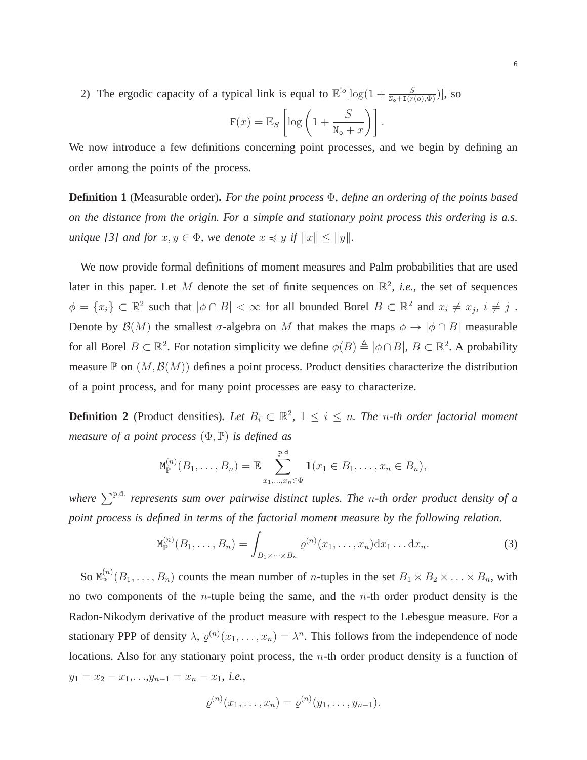2) The ergodic capacity of a typical link is equal to $\mathbb{E}^{!o}[\log(1 + \frac{S}{\mathtt{N_o} + \mathtt{I}(r(o),\Phi)})]$, so

$$\mathtt{F}(x) = \mathbb{E}_S \left[ \log \left( 1 + \frac{S}{\mathtt{N_o} + x} \right) \right].$$

We now introduce a few definitions concerning point processes, and we begin by defining an order among the points of the process.

**Definition 1** (Measurable order). *For the point process $\Phi$, define an ordering of the points based on the distance from the origin. For a simple and stationary point process this ordering is a.s. unique [3] and for $x, y \in \Phi$, we denote $x \preccurlyeq y$ if $\|x\| \leq \|y\|$.*

We now provide formal definitions of moment measures and Palm probabilities that are used later in this paper. Let $M$ denote the set of finite sequences on $\mathbb{R}^2$, *i.e.*, the set of sequences $\phi = \{x_i\} \subset \mathbb{R}^2$ such that $|\phi \cap B| < \infty$ for all bounded Borel $B \subset \mathbb{R}^2$ and $x_i \neq x_j$, $i \neq j$ . Denote by $\mathcal{B}(M)$ the smallest $\sigma$-algebra on $M$ that makes the maps $\phi \to |\phi \cap B|$ measurable for all Borel $B \subset \mathbb{R}^2$. For notation simplicity we define $\phi(B) \triangleq |\phi \cap B|$, $B \subset \mathbb{R}^2$. A probability measure $\mathbb{P}$ on $(M, \mathcal{B}(M))$ defines a point process. Product densities characterize the distribution of a point process, and for many point processes are easy to characterize.

**Definition 2** (Product densities). *Let $B_i \subset \mathbb{R}^2$, $1 \leq i \leq n$. The $n$-th order factorial moment measure of a point process $(\Phi, \mathbb{P})$ is defined as*

$$\mathtt{M}_{\mathbb{P}}^{(n)}(B_1, \ldots, B_n) = \mathbb{E} \sum_{x_1,\ldots,x_n \in \Phi}^{\mathtt{p.d}} \mathbf{1}(x_1 \in B_1, \ldots, x_n \in B_n),$$

*where $\sum^{\mathtt{p.d.}}$ represents sum over pairwise distinct tuples. The $n$-th order product density of a point process is defined in terms of the factorial moment measure by the following relation.*

$$\mathtt{M}_{\mathbb{P}}^{(n)}(B_1, \ldots, B_n) = \int_{B_1 \times \cdots \times B_n} \varrho^{(n)}(x_1, \ldots, x_n) \mathrm{d}x_1 \ldots \mathrm{d}x_n. \tag{3}$$

So $\mathtt{M}_{\mathbb{P}}^{(n)}(B_1, \ldots, B_n)$ counts the mean number of $n$-tuples in the set $B_1 \times B_2 \times \ldots \times B_n$, with no two components of the $n$-tuple being the same, and the $n$-th order product density is the Radon-Nikodym derivative of the product measure with respect to the Lebesgue measure. For a stationary PPP of density $\lambda$, $\varrho^{(n)}(x_1, \ldots, x_n) = \lambda^n$. This follows from the independence of node locations. Also for any stationary point process, the $n$-th order product density is a function of $y_1 = x_2 - x_1, \ldots, y_{n-1} = x_n - x_1$, *i.e.*,

$$\varrho^{(n)}(x_1, \ldots, x_n) = \varrho^{(n)}(y_1, \ldots, y_{n-1}).$$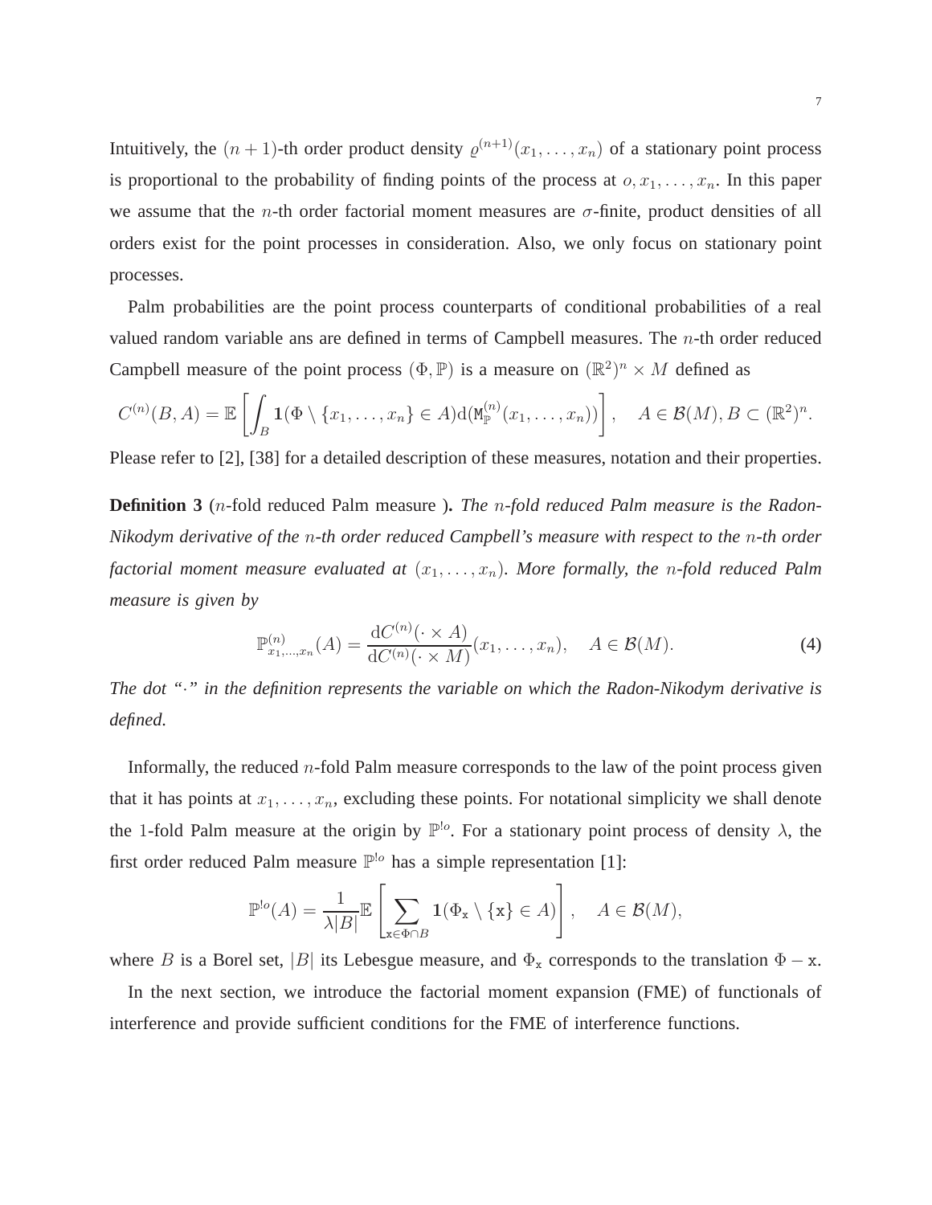Intuitively, the $(n+1)$-th order product density $\varrho^{(n+1)}(x_1, \ldots, x_n)$ of a stationary point process is proportional to the probability of finding points of the process at $o, x_1, \ldots, x_n$. In this paper we assume that the $n$-th order factorial moment measures are $\sigma$-finite, product densities of all orders exist for the point processes in consideration. Also, we only focus on stationary point processes.

Palm probabilities are the point process counterparts of conditional probabilities of a real valued random variable ans are defined in terms of Campbell measures. The $n$-th order reduced Campbell measure of the point process $(\Phi, \mathbb{P})$ is a measure on $(\mathbb{R}^2)^n \times M$ defined as

$$C^{(n)}(B, A) = \mathbb{E}\left[\int_B \mathbf{1}(\Phi \setminus \{x_1, \ldots, x_n\} \in A) \mathrm{d}(\mathtt{M}_{\mathbb{P}}^{(n)}(x_1, \ldots, x_n))\right], \quad A \in \mathcal{B}(M), B \subset (\mathbb{R}^2)^n.$$

Please refer to [2], [38] for a detailed description of these measures, notation and their properties.

**Definition 3** ($n$-fold reduced Palm measure )**.** *The $n$-fold reduced Palm measure is the Radon-Nikodym derivative of the $n$-th order reduced Campbell's measure with respect to the $n$-th order factorial moment measure evaluated at $(x_1, \ldots, x_n)$. More formally, the $n$-fold reduced Palm measure is given by*

$$\mathbb{P}^{(n)}_{x_1,\ldots,x_n}(A) = \frac{\mathrm{d}C^{(n)}(\cdot \times A)}{\mathrm{d}C^{(n)}(\cdot \times M)}(x_1, \ldots, x_n), \quad A \in \mathcal{B}(M). \tag{4}$$

*The dot "$\cdot$" in the definition represents the variable on which the Radon-Nikodym derivative is defined.*

Informally, the reduced $n$-fold Palm measure corresponds to the law of the point process given that it has points at $x_1, \ldots, x_n$, excluding these points. For notational simplicity we shall denote the 1-fold Palm measure at the origin by $\mathbb{P}^{!o}$. For a stationary point process of density $\lambda$, the first order reduced Palm measure $\mathbb{P}^{!o}$ has a simple representation [1]:

$$\mathbb{P}^{!o}(A) = \frac{1}{\lambda |B|}\mathbb{E}\left[\sum_{\mathtt{x} \in \Phi \cap B} \mathbf{1}(\Phi_{\mathtt{x}} \setminus \{\mathtt{x}\} \in A)\right], \quad A \in \mathcal{B}(M),$$

where $B$ is a Borel set, $|B|$ its Lebesgue measure, and $\Phi_{\mathtt{x}}$ corresponds to the translation $\Phi - \mathtt{x}$.

In the next section, we introduce the factorial moment expansion (FME) of functionals of interference and provide sufficient conditions for the FME of interference functions.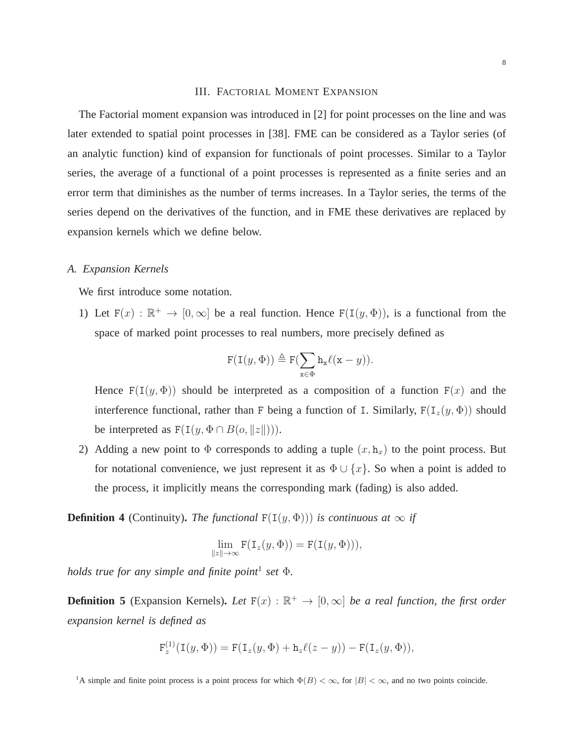## III. Factorial Moment Expansion

The Factorial moment expansion was introduced in [2] for point processes on the line and was later extended to spatial point processes in [38]. FME can be considered as a Taylor series (of an analytic function) kind of expansion for functionals of point processes. Similar to a Taylor series, the average of a functional of a point processes is represented as a finite series and an error term that diminishes as the number of terms increases. In a Taylor series, the terms of the series depend on the derivatives of the function, and in FME these derivatives are replaced by expansion kernels which we define below.

### A. Expansion Kernels

We first introduce some notation.

1) Let $\mathtt{F}(x) : \mathbb{R}^+ \to [0, \infty]$ be a real function. Hence $\mathtt{F}(\mathtt{I}(y, \Phi))$, is a functional from the space of marked point processes to real numbers, more precisely defined as

$$\mathtt{F}(\mathtt{I}(y, \Phi)) \triangleq \mathtt{F}(\sum_{\mathtt{x} \in \Phi} \mathtt{h}_{\mathtt{x}} \ell(\mathtt{x} - y)).$$

Hence $\mathtt{F}(\mathtt{I}(y, \Phi))$ should be interpreted as a composition of a function $\mathtt{F}(x)$ and the interference functional, rather than $\mathtt{F}$ being a function of $\mathtt{I}$. Similarly, $\mathtt{F}(\mathtt{I}_z(y, \Phi))$ should be interpreted as $\mathtt{F}(\mathtt{I}(y, \Phi \cap B(o, \|z\|)))$.

2) Adding a new point to $\Phi$ corresponds to adding a tuple $(x, \mathtt{h}_x)$ to the point process. But for notational convenience, we just represent it as $\Phi \cup \{x\}$. So when a point is added to the process, it implicitly means the corresponding mark (fading) is also added.

**Definition 4** (Continuity)**.** *The functional* $\mathtt{F}(\mathtt{I}(y, \Phi)))$ *is continuous at* $\infty$ *if*

$$\lim_{\|z\| \to \infty} \mathtt{F}(\mathtt{I}_z(y, \Phi)) = \mathtt{F}(\mathtt{I}(y, \Phi))),$$

*holds true for any simple and finite point*[1] *set* $\Phi$.

**Definition 5** (Expansion Kernels)**.** *Let* $\mathtt{F}(x) : \mathbb{R}^+ \to [0, \infty]$ *be a real function, the first order expansion kernel is defined as*

$$\mathtt{F}_z^{(1)}(\mathtt{I}(y, \Phi)) = \mathtt{F}(\mathtt{I}_z(y, \Phi) + \mathtt{h}_z \ell(z - y)) - \mathtt{F}(\mathtt{I}_z(y, \Phi)),$$

[1] A simple and finite point process is a point process for which $\Phi(B) < \infty$, for $|B| < \infty$, and no two points coincide.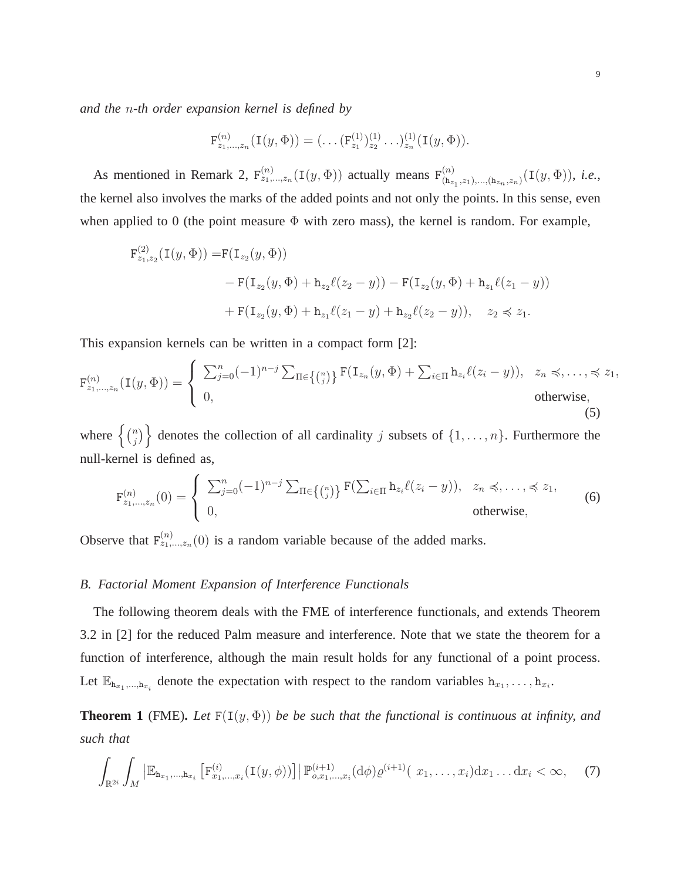*and the $n$-th order expansion kernel is defined by*

$$\mathtt{F}^{(n)}_{z_1,\ldots,z_n}(\mathtt{I}(y,\Phi)) = (\ldots(\mathtt{F}^{(1)}_{z_1})^{(1)}_{z_2}\ldots)^{(1)}_{z_n}(\mathtt{I}(y,\Phi)).$$

As mentioned in Remark 2, $\mathtt{F}^{(n)}_{z_1,\ldots,z_n}(\mathtt{I}(y,\Phi))$ actually means $\mathtt{F}^{(n)}_{(\mathtt{h}_{z_1},z_1),\ldots,(\mathtt{h}_{z_n},z_n)}(\mathtt{I}(y,\Phi))$, *i.e.*, the kernel also involves the marks of the added points and not only the points. In this sense, even when applied to 0 (the point measure $\Phi$ with zero mass), the kernel is random. For example,

$$\begin{aligned}\mathtt{F}^{(2)}_{z_1,z_2}(\mathtt{I}(y,\Phi)) =& \mathtt{F}(\mathtt{I}_{z_2}(y,\Phi)) \\ &- \mathtt{F}(\mathtt{I}_{z_2}(y,\Phi) + \mathtt{h}_{z_2}\ell(z_2 - y)) - \mathtt{F}(\mathtt{I}_{z_2}(y,\Phi) + \mathtt{h}_{z_1}\ell(z_1 - y)) \\ &+ \mathtt{F}(\mathtt{I}_{z_2}(y,\Phi) + \mathtt{h}_{z_1}\ell(z_1 - y) + \mathtt{h}_{z_2}\ell(z_2 - y)), \quad z_2 \preccurlyeq z_1.\end{aligned}$$

This expansion kernels can be written in a compact form [2]:

$$\mathtt{F}^{(n)}_{z_1,\ldots,z_n}(\mathtt{I}(y,\Phi)) = \begin{cases} \sum_{j=0}^{n}(-1)^{n-j}\sum_{\Pi\in\left\{\binom{n}{j}\right\}}\mathtt{F}(\mathtt{I}_{z_n}(y,\Phi) + \sum_{i\in\Pi}\mathtt{h}_{z_i}\ell(z_i - y)), & z_n \preccurlyeq,\ldots,\preccurlyeq z_1, \\ 0, & \text{otherwise}, \end{cases} \tag{5}$$

where $\left\{\binom{n}{j}\right\}$ denotes the collection of all cardinality $j$ subsets of $\{1,\ldots,n\}$. Furthermore the null-kernel is defined as,

$$\mathtt{F}^{(n)}_{z_1,\ldots,z_n}(0) = \begin{cases} \sum_{j=0}^{n}(-1)^{n-j}\sum_{\Pi\in\left\{\binom{n}{j}\right\}}\mathtt{F}(\sum_{i\in\Pi}\mathtt{h}_{z_i}\ell(z_i - y)), & z_n \preccurlyeq,\ldots,\preccurlyeq z_1, \\ 0, & \text{otherwise}, \end{cases} \tag{6}$$

Observe that $\mathtt{F}^{(n)}_{z_1,\ldots,z_n}(0)$ is a random variable because of the added marks.

### B. Factorial Moment Expansion of Interference Functionals

The following theorem deals with the FME of interference functionals, and extends Theorem 3.2 in [2] for the reduced Palm measure and interference. Note that we state the theorem for a function of interference, although the main result holds for any functional of a point process. Let $\mathbb{E}_{\mathtt{h}_{x_1},\ldots,\mathtt{h}_{x_i}}$ denote the expectation with respect to the random variables $\mathtt{h}_{x_1},\ldots,\mathtt{h}_{x_i}$.

**Theorem 1** (FME). *Let $\mathtt{F}(\mathtt{I}(y,\Phi))$ be be such that the functional is continuous at infinity, and such that*

$$\int_{\mathbb{R}^{2i}}\int_{M}\left|\mathbb{E}_{\mathtt{h}_{x_1},\ldots,\mathtt{h}_{x_i}}\left[\mathtt{F}^{(i)}_{x_1,\ldots,x_i}(\mathtt{I}(y,\phi))\right]\right|\mathbb{P}^{(i+1)}_{o,x_1,\ldots,x_i}(\mathrm{d}\phi)\varrho^{(i+1)}(x_1,\ldots,x_i)\mathrm{d}x_1\ldots\mathrm{d}x_i < \infty, \tag{7}$$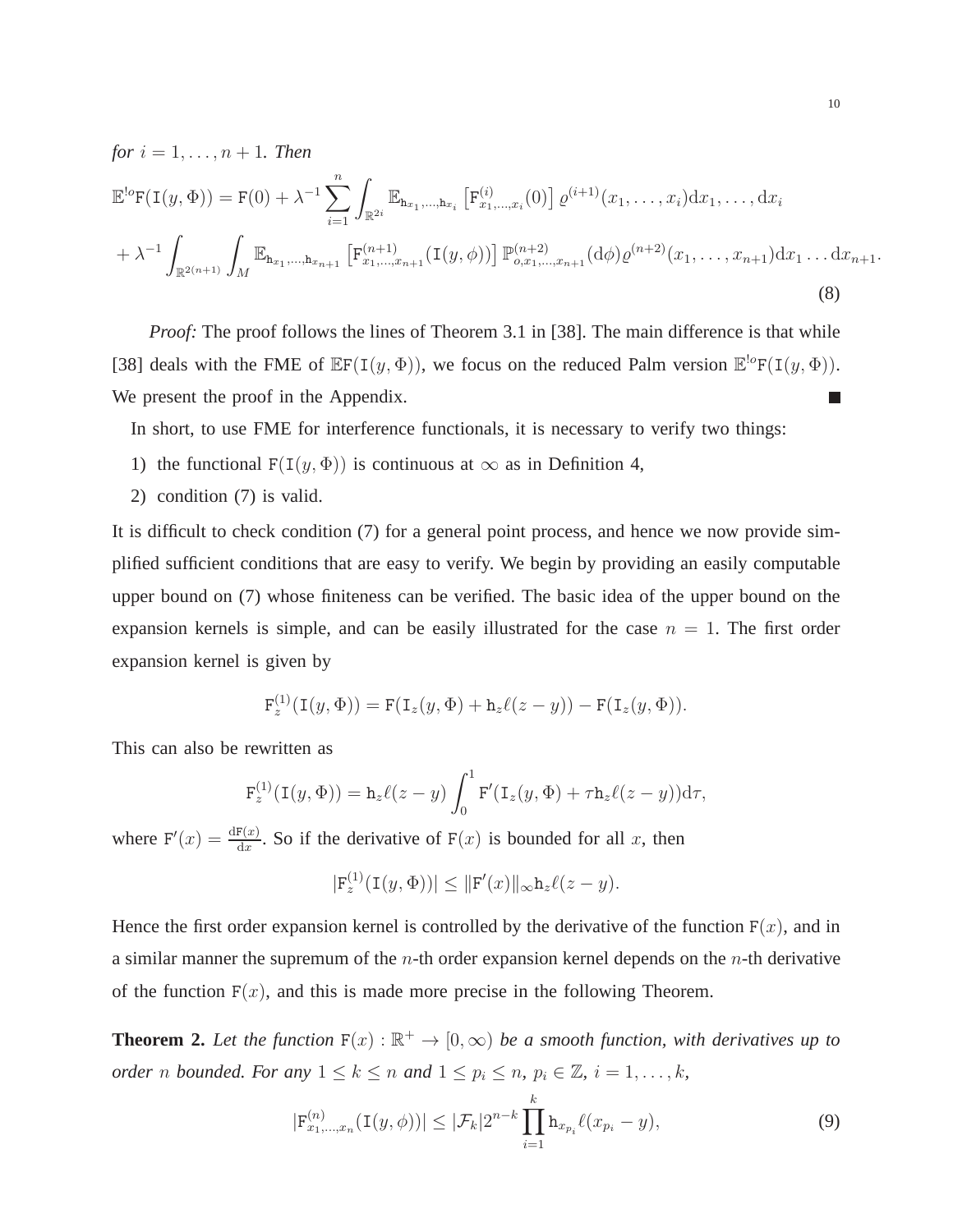*for* $i = 1, \ldots, n+1$. *Then*

$$\mathbb{E}^{!o}\mathtt{F}(\mathtt{I}(y,\Phi)) = \mathtt{F}(0) + \lambda^{-1}\sum_{i=1}^{n}\int_{\mathbb{R}^{2i}}\mathbb{E}_{\mathtt{h}_{x_1},\ldots,\mathtt{h}_{x_i}}\left[\mathtt{F}^{(i)}_{x_1,\ldots,x_i}(0)\right]\varrho^{(i+1)}(x_1,\ldots,x_i)\mathrm{d}x_1,\ldots,\mathrm{d}x_i$$

$$+\lambda^{-1}\int_{\mathbb{R}^{2(n+1)}}\int_{M}\mathbb{E}_{\mathtt{h}_{x_1},\ldots,\mathtt{h}_{x_{n+1}}}\left[\mathtt{F}^{(n+1)}_{x_1,\ldots,x_{n+1}}(\mathtt{I}(y,\phi))\right]\mathbb{P}^{(n+2)}_{o,x_1,\ldots,x_{n+1}}(\mathrm{d}\phi)\varrho^{(n+2)}(x_1,\ldots,x_{n+1})\mathrm{d}x_1\ldots\mathrm{d}x_{n+1}. \tag{8}$$

*Proof:* The proof follows the lines of Theorem 3.1 in [38]. The main difference is that while [38] deals with the FME of $\mathbb{E}\mathtt{F}(\mathtt{I}(y,\Phi))$, we focus on the reduced Palm version $\mathbb{E}^{!o}\mathtt{F}(\mathtt{I}(y,\Phi))$. We present the proof in the Appendix. ∎

In short, to use FME for interference functionals, it is necessary to verify two things:

1) the functional $\mathtt{F}(\mathtt{I}(y,\Phi))$ is continuous at $\infty$ as in Definition 4,
2) condition (7) is valid.

It is difficult to check condition (7) for a general point process, and hence we now provide simplified sufficient conditions that are easy to verify. We begin by providing an easily computable upper bound on (7) whose finiteness can be verified. The basic idea of the upper bound on the expansion kernels is simple, and can be easily illustrated for the case $n = 1$. The first order expansion kernel is given by

$$\mathtt{F}^{(1)}_{z}(\mathtt{I}(y,\Phi)) = \mathtt{F}(\mathtt{I}_z(y,\Phi) + \mathtt{h}_z\ell(z-y)) - \mathtt{F}(\mathtt{I}_z(y,\Phi)).$$

This can also be rewritten as

$$\mathtt{F}^{(1)}_{z}(\mathtt{I}(y,\Phi)) = \mathtt{h}_z\ell(z-y)\int_0^1\mathtt{F}'(\mathtt{I}_z(y,\Phi) + \tau\mathtt{h}_z\ell(z-y))\mathrm{d}\tau,$$

where $\mathtt{F}'(x) = \frac{\mathrm{d}\mathtt{F}(x)}{\mathrm{d}x}$. So if the derivative of $\mathtt{F}(x)$ is bounded for all $x$, then

$$|\mathtt{F}^{(1)}_{z}(\mathtt{I}(y,\Phi))| \leq \|\mathtt{F}'(x)\|_\infty\mathtt{h}_z\ell(z-y).$$

Hence the first order expansion kernel is controlled by the derivative of the function $\mathtt{F}(x)$, and in a similar manner the supremum of the $n$-th order expansion kernel depends on the $n$-th derivative of the function $\mathtt{F}(x)$, and this is made more precise in the following Theorem.

**Theorem 2.** *Let the function* $\mathtt{F}(x) : \mathbb{R}^+ \to [0,\infty)$ *be a smooth function, with derivatives up to order* $n$ *bounded. For any* $1 \leq k \leq n$ *and* $1 \leq p_i \leq n$, $p_i \in \mathbb{Z}$, $i = 1, \ldots, k$,

$$|\mathtt{F}^{(n)}_{x_1,\ldots,x_n}(\mathtt{I}(y,\phi))| \leq |\mathcal{F}_k|2^{n-k}\prod_{i=1}^{k}\mathtt{h}_{x_{p_i}}\ell(x_{p_i}-y), \tag{9}$$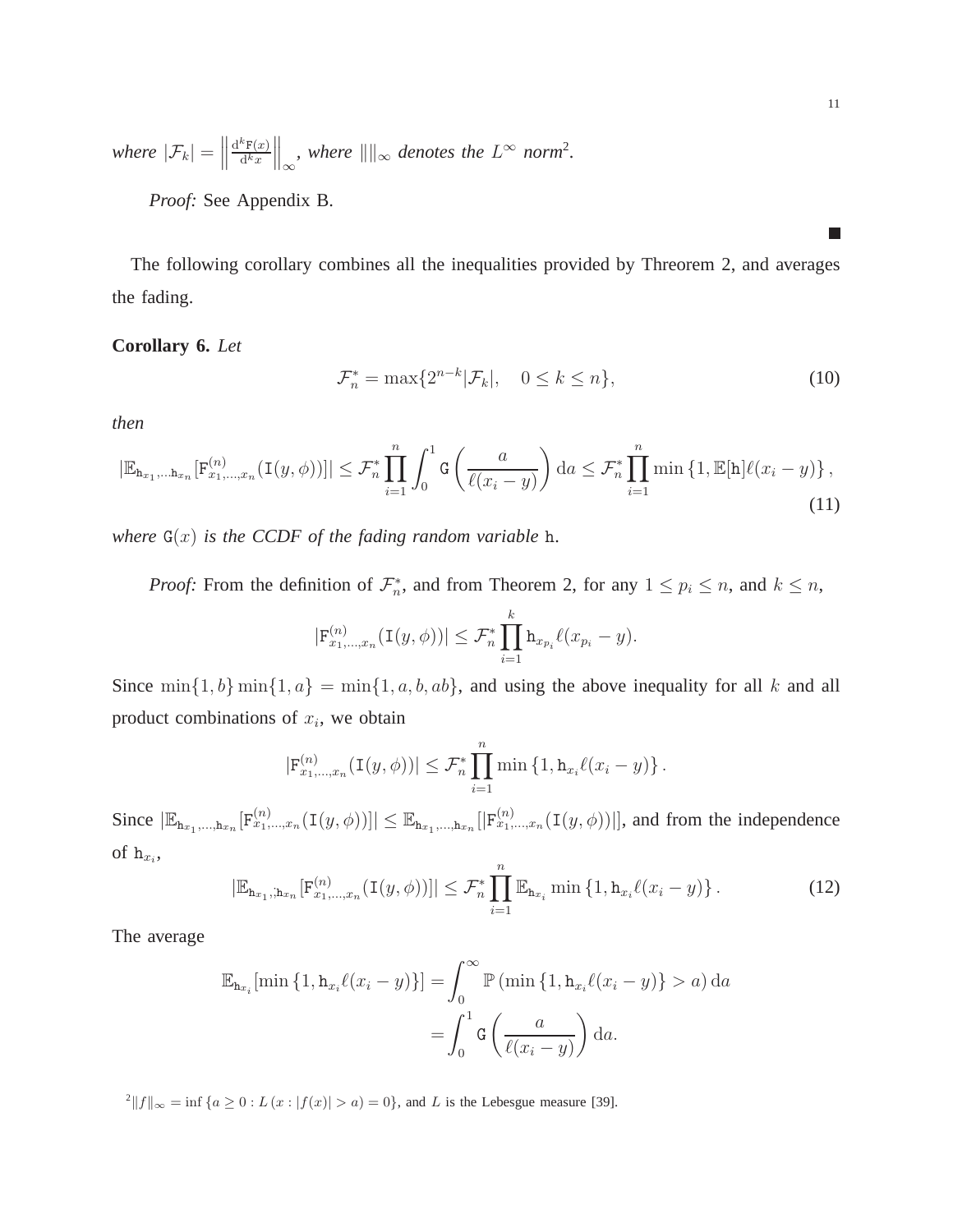*where* $|\mathcal{F}_k| = \left\|\frac{\mathrm{d}^k \mathtt{F}(x)}{\mathrm{d}^k x}\right\|_\infty$*, where* $\|\|_\infty$ *denotes the* $L^\infty$ *norm*[2].

*Proof:* See Appendix B. ∎

The following corollary combines all the inequalities provided by Threorem 2, and averages the fading.

**Corollary 6.** *Let*

$$\mathcal{F}_n^* = \max\{2^{n-k}|\mathcal{F}_k|, \quad 0 \leq k \leq n\}, \tag{10}$$

*then*

$$|\mathbb{E}_{\mathtt{h}_{x_1},\ldots \mathtt{h}_{x_n}}[\mathtt{F}^{(n)}_{x_1,\ldots,x_n}(\mathtt{I}(y,\phi))]| \leq \mathcal{F}_n^* \prod_{i=1}^{n} \int_0^1 \mathtt{G}\left(\frac{a}{\ell(x_i-y)}\right) \mathrm{d}a \leq \mathcal{F}_n^* \prod_{i=1}^{n} \min\left\{1, \mathbb{E}[\mathtt{h}]\ell(x_i-y)\right\}, \tag{11}$$

*where* $\mathtt{G}(x)$ *is the CCDF of the fading random variable* $\mathtt{h}$.

*Proof:* From the definition of $\mathcal{F}_n^*$, and from Theorem 2, for any $1 \leq p_i \leq n$, and $k \leq n$,

$$|\mathtt{F}^{(n)}_{x_1,\ldots,x_n}(\mathtt{I}(y,\phi))| \leq \mathcal{F}_n^* \prod_{i=1}^{k} \mathtt{h}_{x_{p_i}}\ell(x_{p_i}-y).$$

Since $\min\{1,b\}\min\{1,a\} = \min\{1,a,b,ab\}$, and using the above inequality for all $k$ and all product combinations of $x_i$, we obtain

$$|\mathtt{F}^{(n)}_{x_1,\ldots,x_n}(\mathtt{I}(y,\phi))| \leq \mathcal{F}_n^* \prod_{i=1}^{n} \min\left\{1, \mathtt{h}_{x_i}\ell(x_i-y)\right\}.$$

Since $|\mathbb{E}_{\mathtt{h}_{x_1},\ldots,\mathtt{h}_{x_n}}[\mathtt{F}^{(n)}_{x_1,\ldots,x_n}(\mathtt{I}(y,\phi))]| \leq \mathbb{E}_{\mathtt{h}_{x_1},\ldots,\mathtt{h}_{x_n}}[|\mathtt{F}^{(n)}_{x_1,\ldots,x_n}(\mathtt{I}(y,\phi))|]$, and from the independence of $\mathtt{h}_{x_i}$,

$$|\mathbb{E}_{\mathtt{h}_{x_1},;\mathtt{h}_{x_n}}[\mathtt{F}^{(n)}_{x_1,\ldots,x_n}(\mathtt{I}(y,\phi))]| \leq \mathcal{F}_n^* \prod_{i=1}^{n} \mathbb{E}_{\mathtt{h}_{x_i}} \min\left\{1, \mathtt{h}_{x_i}\ell(x_i-y)\right\}. \tag{12}$$

The average

$$\begin{aligned}\mathbb{E}_{\mathtt{h}_{x_i}}[\min\left\{1, \mathtt{h}_{x_i}\ell(x_i-y)\right\}] &= \int_0^\infty \mathbb{P}\left(\min\left\{1, \mathtt{h}_{x_i}\ell(x_i-y)\right\} > a\right) \mathrm{d}a \\ &= \int_0^1 \mathtt{G}\left(\frac{a}{\ell(x_i-y)}\right) \mathrm{d}a.\end{aligned}$$

[2] $\|f\|_\infty = \inf\left\{a \geq 0 : L\left(x : |f(x)| > a\right) = 0\right\}$, and $L$ is the Lebesgue measure [39].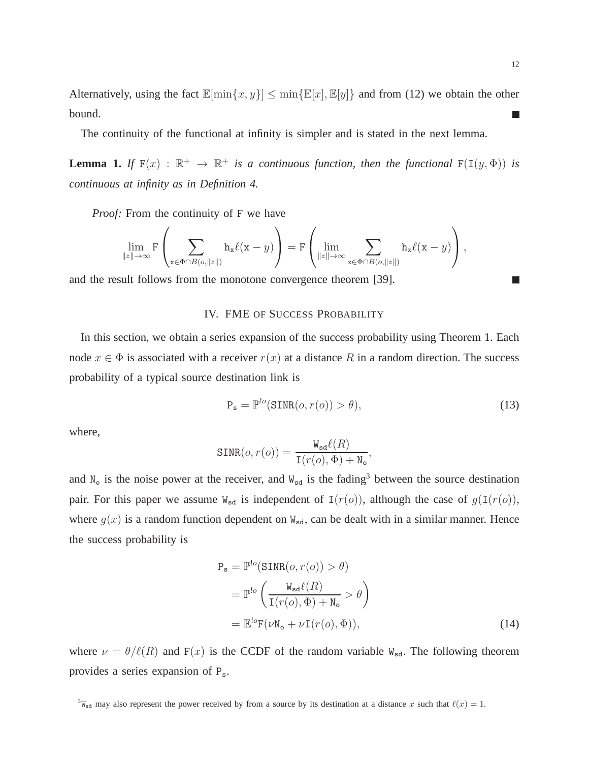Alternatively, using the fact $\mathbb{E}[\min\{x, y\}] \leq \min\{\mathbb{E}[x], \mathbb{E}[y]\}$ and from (12) we obtain the other bound. ■

The continuity of the functional at infinity is simpler and is stated in the next lemma.

**Lemma 1.** *If* $\mathtt{F}(x) : \mathbb{R}^+ \to \mathbb{R}^+$ *is a continuous function, then the functional* $\mathtt{F}(\mathtt{I}(y, \Phi))$ *is continuous at infinity as in Definition 4.*

*Proof:* From the continuity of $\mathtt{F}$ we have

$$\lim_{\|z\| \to \infty} \mathtt{F}\left( \sum_{\mathtt{x} \in \Phi \cap B(o, \|z\|)} \mathtt{h}_{\mathtt{x}} \ell(\mathtt{x} - y) \right) = \mathtt{F}\left( \lim_{\|z\| \to \infty} \sum_{\mathtt{x} \in \Phi \cap B(o, \|z\|)} \mathtt{h}_{\mathtt{x}} \ell(\mathtt{x} - y) \right),$$

and the result follows from the monotone convergence theorem [39]. ■

## IV. FME OF SUCCESS PROBABILITY

In this section, we obtain a series expansion of the success probability using Theorem 1. Each node $x \in \Phi$ is associated with a receiver $r(x)$ at a distance $R$ in a random direction. The success probability of a typical source destination link is

$$\mathtt{P}_{\mathtt{s}} = \mathbb{P}^{!o}(\mathtt{SINR}(o, r(o)) > \theta), \tag{13}$$

where,

$$\mathtt{SINR}(o, r(o)) = \frac{\mathtt{W}_{\mathtt{sd}} \ell(R)}{\mathtt{I}(r(o), \Phi) + \mathtt{N}_{\mathtt{o}}},$$

and $\mathtt{N}_{\mathtt{o}}$ is the noise power at the receiver, and $\mathtt{W}_{\mathtt{sd}}$ is the fading[3] between the source destination pair. For this paper we assume $\mathtt{W}_{\mathtt{sd}}$ is independent of $\mathtt{I}(r(o))$, although the case of $g(\mathtt{I}(r(o))$, where $g(x)$ is a random function dependent on $\mathtt{W}_{\mathtt{sd}}$, can be dealt with in a similar manner. Hence the success probability is

$$\begin{aligned}
\mathtt{P}_{\mathtt{s}} &= \mathbb{P}^{!o}(\mathtt{SINR}(o, r(o)) > \theta) \\
&= \mathbb{P}^{!o}\left( \frac{\mathtt{W}_{\mathtt{sd}} \ell(R)}{\mathtt{I}(r(o), \Phi) + \mathtt{N}_{\mathtt{o}}} > \theta \right) \\
&= \mathbb{E}^{!o} \mathtt{F}(\nu \mathtt{N}_{\mathtt{o}} + \nu \mathtt{I}(r(o), \Phi)),
\end{aligned} \tag{14}$$

where $\nu = \theta / \ell(R)$ and $\mathtt{F}(x)$ is the CCDF of the random variable $\mathtt{W}_{\mathtt{sd}}$. The following theorem provides a series expansion of $\mathtt{P}_{\mathtt{s}}$.

[3] $\mathtt{W}_{\mathtt{sd}}$ may also represent the power received by from a source by its destination at a distance $x$ such that $\ell(x) = 1$.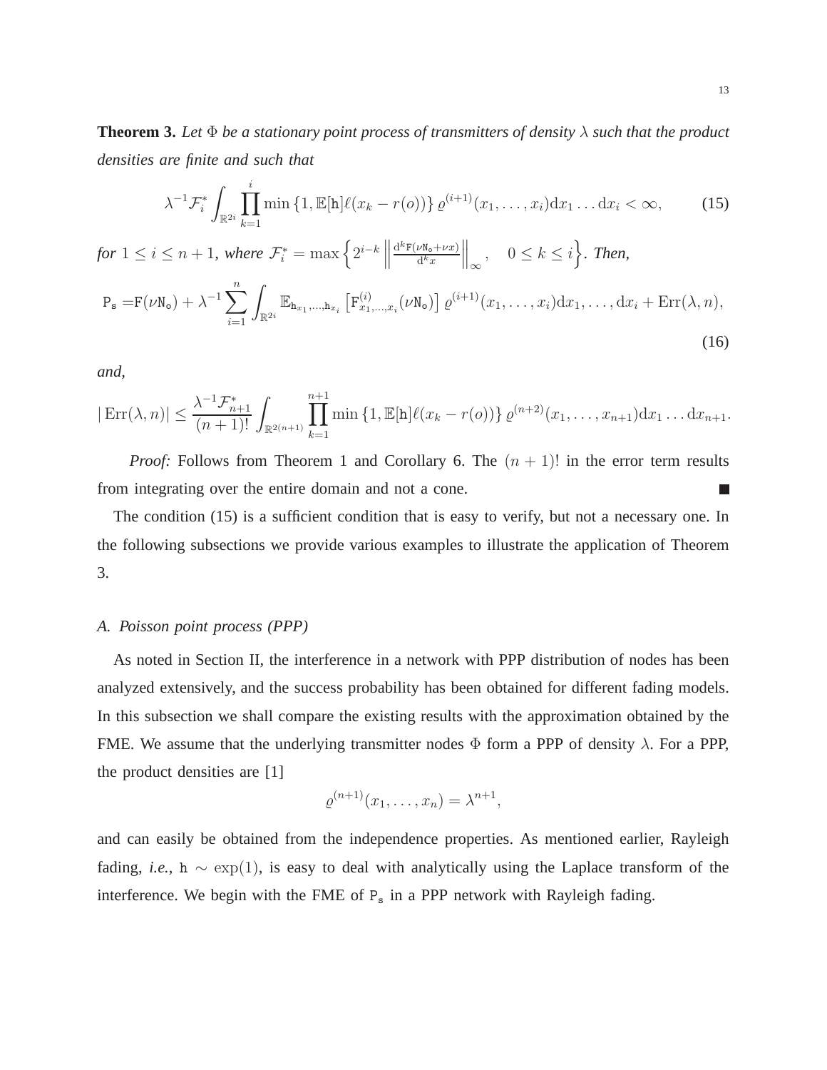**Theorem 3.** *Let $\Phi$ be a stationary point process of transmitters of density $\lambda$ such that the product densities are finite and such that*

$$\lambda^{-1}\mathcal{F}_i^* \int_{\mathbb{R}^{2i}} \prod_{k=1}^{i} \min\left\{1, \mathbb{E}[\mathtt{h}]\ell(x_k - r(o))\right\} \varrho^{(i+1)}(x_1, \ldots, x_i)\mathrm{d}x_1 \ldots \mathrm{d}x_i < \infty, \tag{15}$$

*for $1 \leq i \leq n+1$, where $\mathcal{F}_i^* = \max\left\{2^{i-k}\left\|\frac{\mathrm{d}^k \mathtt{F}(\nu \mathtt{N}_o + \nu x)}{\mathrm{d}^k x}\right\|_\infty, \quad 0 \leq k \leq i\right\}$. Then,*

$$\mathtt{P_s} = \mathtt{F}(\nu\mathtt{N_o}) + \lambda^{-1}\sum_{i=1}^{n}\int_{\mathbb{R}^{2i}} \mathbb{E}_{\mathtt{h}_{x_1},\ldots,\mathtt{h}_{x_i}}\left[\mathtt{F}^{(i)}_{x_1,\ldots,x_i}(\nu\mathtt{N_o})\right]\varrho^{(i+1)}(x_1,\ldots,x_i)\mathrm{d}x_1,\ldots,\mathrm{d}x_i + \mathrm{Err}(\lambda, n), \tag{16}$$

*and,*

$$|\mathrm{Err}(\lambda, n)| \leq \frac{\lambda^{-1}\mathcal{F}^*_{n+1}}{(n+1)!}\int_{\mathbb{R}^{2(n+1)}}\prod_{k=1}^{n+1}\min\left\{1, \mathbb{E}[\mathtt{h}]\ell(x_k - r(o))\right\}\varrho^{(n+2)}(x_1, \ldots, x_{n+1})\mathrm{d}x_1 \ldots \mathrm{d}x_{n+1}.$$

*Proof:* Follows from Theorem 1 and Corollary 6. The $(n+1)!$ in the error term results from integrating over the entire domain and not a cone. ∎

The condition (15) is a sufficient condition that is easy to verify, but not a necessary one. In the following subsections we provide various examples to illustrate the application of Theorem 3.

### A. Poisson point process (PPP)

As noted in Section II, the interference in a network with PPP distribution of nodes has been analyzed extensively, and the success probability has been obtained for different fading models. In this subsection we shall compare the existing results with the approximation obtained by the FME. We assume that the underlying transmitter nodes $\Phi$ form a PPP of density $\lambda$. For a PPP, the product densities are [1]

$$\varrho^{(n+1)}(x_1, \ldots, x_n) = \lambda^{n+1},$$

and can easily be obtained from the independence properties. As mentioned earlier, Rayleigh fading, *i.e.*, $\mathtt{h} \sim \exp(1)$, is easy to deal with analytically using the Laplace transform of the interference. We begin with the FME of $\mathtt{P_s}$ in a PPP network with Rayleigh fading.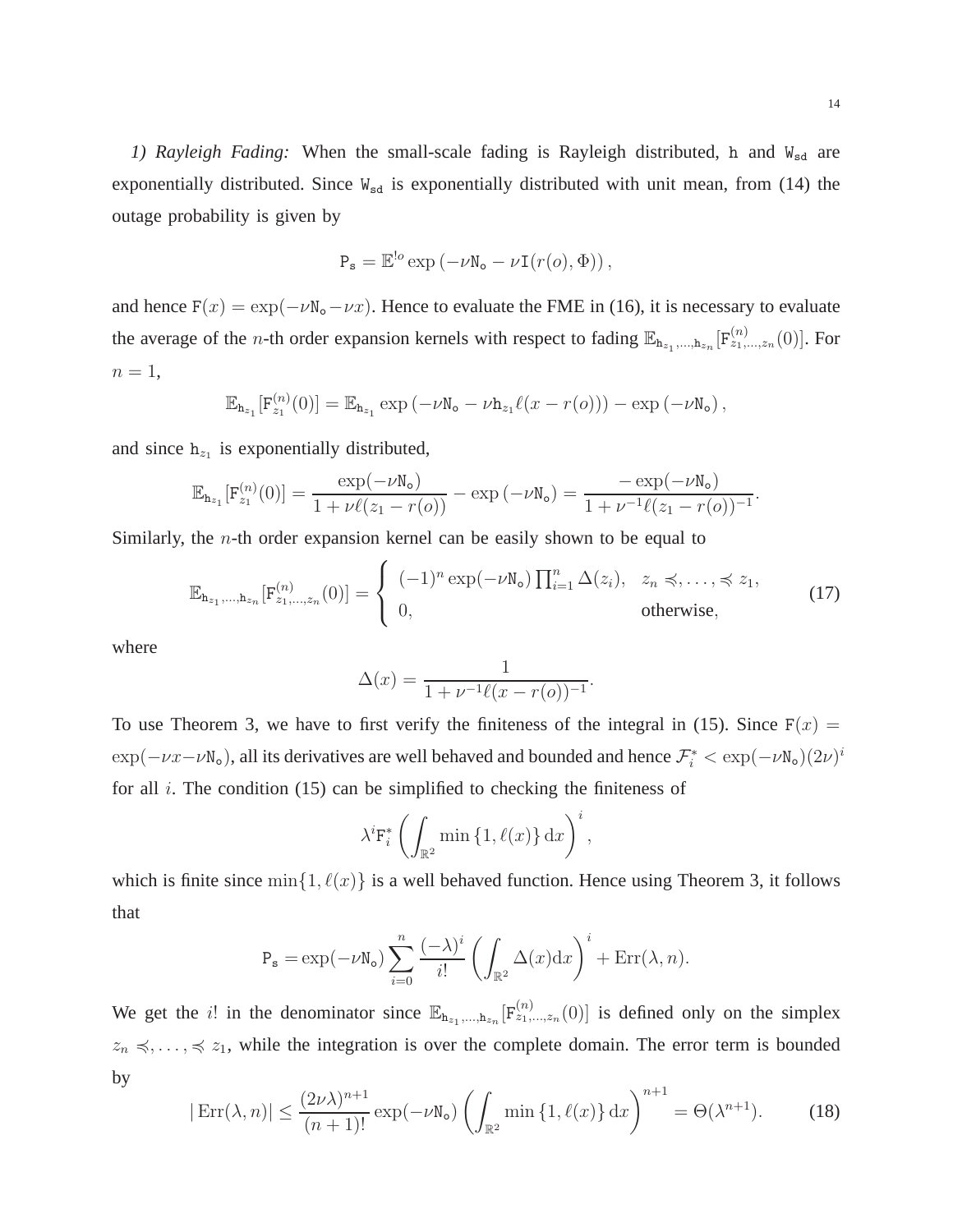*1) Rayleigh Fading:* When the small-scale fading is Rayleigh distributed, $\mathtt{h}$ and $\mathtt{W}_{\mathtt{sd}}$ are exponentially distributed. Since $\mathtt{W}_{\mathtt{sd}}$ is exponentially distributed with unit mean, from (14) the outage probability is given by

$$\mathtt{P}_{\mathtt{s}} = \mathbb{E}^{!o} \exp\left(-\nu \mathtt{N}_{\mathtt{o}} - \nu \mathtt{I}(r(o), \Phi)\right),$$

and hence $\mathtt{F}(x) = \exp(-\nu \mathtt{N}_{\mathtt{o}} - \nu x)$. Hence to evaluate the FME in (16), it is necessary to evaluate the average of the $n$-th order expansion kernels with respect to fading $\mathbb{E}_{\mathtt{h}_{z_1},\ldots,\mathtt{h}_{z_n}}[\mathtt{F}^{(n)}_{z_1,\ldots,z_n}(0)]$. For $n = 1$,

$$\mathbb{E}_{\mathtt{h}_{z_1}}[\mathtt{F}^{(n)}_{z_1}(0)] = \mathbb{E}_{\mathtt{h}_{z_1}} \exp\left(-\nu \mathtt{N}_{\mathtt{o}} - \nu \mathtt{h}_{z_1} \ell(x - r(o))\right) - \exp\left(-\nu \mathtt{N}_{\mathtt{o}}\right),$$

and since $\mathtt{h}_{z_1}$ is exponentially distributed,

$$\mathbb{E}_{\mathtt{h}_{z_1}}[\mathtt{F}^{(n)}_{z_1}(0)] = \frac{\exp(-\nu \mathtt{N}_{\mathtt{o}})}{1 + \nu \ell(z_1 - r(o))} - \exp\left(-\nu \mathtt{N}_{\mathtt{o}}\right) = \frac{-\exp(-\nu \mathtt{N}_{\mathtt{o}})}{1 + \nu^{-1} \ell(z_1 - r(o))^{-1}}.$$

Similarly, the $n$-th order expansion kernel can be easily shown to be equal to

$$\mathbb{E}_{\mathtt{h}_{z_1},\ldots,\mathtt{h}_{z_n}}[\mathtt{F}^{(n)}_{z_1,\ldots,z_n}(0)] = \begin{cases} (-1)^n \exp(-\nu \mathtt{N}_{\mathtt{o}}) \prod_{i=1}^{n} \Delta(z_i), & z_n \preccurlyeq, \ldots, \preccurlyeq z_1, \\ 0, & \text{otherwise}, \end{cases} \tag{17}$$

where

$$\Delta(x) = \frac{1}{1 + \nu^{-1} \ell(x - r(o))^{-1}}.$$

To use Theorem 3, we have to first verify the finiteness of the integral in (15). Since $\mathtt{F}(x) = \exp(-\nu x - \nu \mathtt{N}_{\mathtt{o}})$, all its derivatives are well behaved and bounded and hence $\mathcal{F}_i^* < \exp(-\nu \mathtt{N}_{\mathtt{o}})(2\nu)^i$ for all $i$. The condition (15) can be simplified to checking the finiteness of

$$\lambda^i \mathtt{F}_i^* \left( \int_{\mathbb{R}^2} \min\left\{1, \ell(x)\right\} \mathrm{d}x \right)^i,$$

which is finite since $\min\{1, \ell(x)\}$ is a well behaved function. Hence using Theorem 3, it follows that

$$\mathtt{P}_{\mathtt{s}} = \exp(-\nu \mathtt{N}_{\mathtt{o}}) \sum_{i=0}^{n} \frac{(-\lambda)^i}{i!} \left( \int_{\mathbb{R}^2} \Delta(x) \mathrm{d}x \right)^i + \mathrm{Err}(\lambda, n).$$

We get the $i!$ in the denominator since $\mathbb{E}_{\mathtt{h}_{z_1},\ldots,\mathtt{h}_{z_n}}[\mathtt{F}^{(n)}_{z_1,\ldots,z_n}(0)]$ is defined only on the simplex $z_n \preccurlyeq, \ldots, \preccurlyeq z_1$, while the integration is over the complete domain. The error term is bounded by

$$|\,\mathrm{Err}(\lambda, n)| \leq \frac{(2\nu\lambda)^{n+1}}{(n+1)!} \exp(-\nu \mathtt{N}_{\mathtt{o}}) \left( \int_{\mathbb{R}^2} \min\left\{1, \ell(x)\right\} \mathrm{d}x \right)^{n+1} = \Theta(\lambda^{n+1}). \tag{18}$$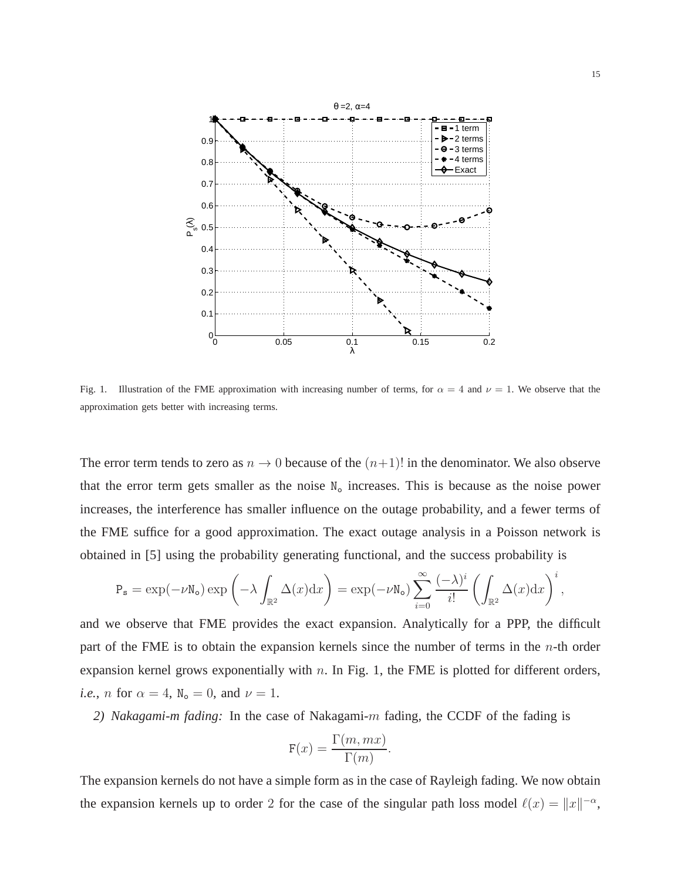Fig. 1. Illustration of the FME approximation with increasing number of terms, for $\alpha = 4$ and $\nu = 1$. We observe that the approximation gets better with increasing terms.

The error term tends to zero as $n \to 0$ because of the $(n+1)!$ in the denominator. We also observe that the error term gets smaller as the noise $\mathtt{N}_{\mathtt{o}}$ increases. This is because as the noise power increases, the interference has smaller influence on the outage probability, and a fewer terms of the FME suffice for a good approximation. The exact outage analysis in a Poisson network is obtained in [5] using the probability generating functional, and the success probability is

$$\mathtt{P}_{\mathtt{s}} = \exp(-\nu \mathtt{N}_{\mathtt{o}}) \exp\left(-\lambda \int_{\mathbb{R}^2} \Delta(x) \mathrm{d}x\right) = \exp(-\nu \mathtt{N}_{\mathtt{o}}) \sum_{i=0}^{\infty} \frac{(-\lambda)^i}{i!} \left(\int_{\mathbb{R}^2} \Delta(x) \mathrm{d}x\right)^i,$$

and we observe that FME provides the exact expansion. Analytically for a PPP, the difficult part of the FME is to obtain the expansion kernels since the number of terms in the $n$-th order expansion kernel grows exponentially with $n$. In Fig. 1, the FME is plotted for different orders, *i.e.*, $n$ for $\alpha = 4$, $\mathtt{N}_{\mathtt{o}} = 0$, and $\nu = 1$.

*2) Nakagami-m fading:* In the case of Nakagami-$m$ fading, the CCDF of the fading is

$$\mathtt{F}(x) = \frac{\Gamma(m, mx)}{\Gamma(m)}.$$

The expansion kernels do not have a simple form as in the case of Rayleigh fading. We now obtain the expansion kernels up to order 2 for the case of the singular path loss model $\ell(x) = \|x\|^{-\alpha}$,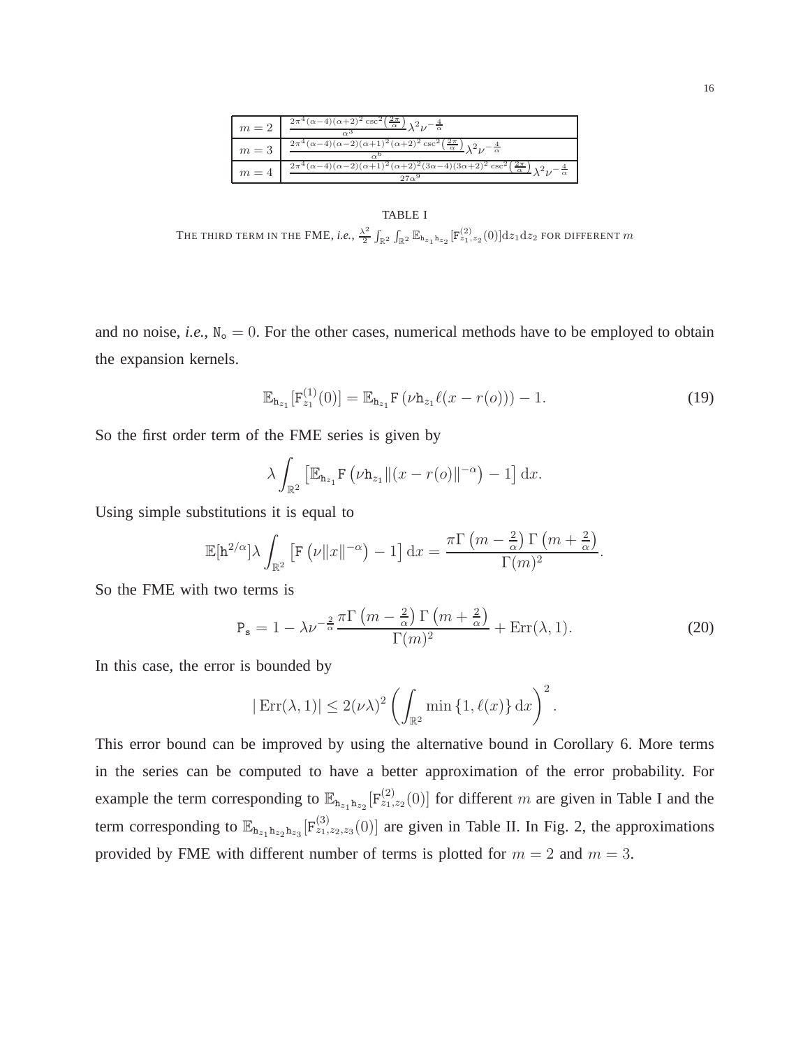| $m = 2$ | $\frac{2\pi^4(\alpha-4)(\alpha+2)^2 \csc^2\left(\frac{2\pi}{\alpha}\right)}{\alpha^3}\lambda^2\nu^{-\frac{4}{\alpha}}$ |
|---|---|
| $m = 3$ | $\frac{2\pi^4(\alpha-4)(\alpha-2)(\alpha+1)^2(\alpha+2)^2 \csc^2\left(\frac{2\pi}{\alpha}\right)}{\alpha^6}\lambda^2\nu^{-\frac{4}{\alpha}}$ |
| $m = 4$ | $\frac{2\pi^4(\alpha-4)(\alpha-2)(\alpha+1)^2(\alpha+2)^2(3\alpha-4)(3\alpha+2)^2 \csc^2\left(\frac{2\pi}{\alpha}\right)}{27\alpha^9}\lambda^2\nu^{-\frac{4}{\alpha}}$ |

TABLE I

THE THIRD TERM IN THE FME, *i.e.*, $\frac{\lambda^2}{2}\int_{\mathbb{R}^2}\int_{\mathbb{R}^2}\mathbb{E}_{\mathtt{h}_{z_1}\mathtt{h}_{z_2}}[\mathtt{F}^{(2)}_{z_1,z_2}(0)]\mathrm{d}z_1\mathrm{d}z_2$ FOR DIFFERENT $m$

and no noise, *i.e.*, $\mathtt{N}_\mathtt{o} = 0$. For the other cases, numerical methods have to be employed to obtain the expansion kernels.

$$\mathbb{E}_{\mathtt{h}_{z_1}}[\mathtt{F}^{(1)}_{z_1}(0)] = \mathbb{E}_{\mathtt{h}_{z_1}}\mathtt{F}\left(\nu \mathtt{h}_{z_1}\ell(x-r(o))\right) - 1. \tag{19}$$

So the first order term of the FME series is given by

$$\lambda\int_{\mathbb{R}^2}\left[\mathbb{E}_{\mathtt{h}_{z_1}}\mathtt{F}\left(\nu \mathtt{h}_{z_1}\|(x-r(o)\|^{-\alpha}\right) - 1\right]\mathrm{d}x.$$

Using simple substitutions it is equal to

$$\mathbb{E}[\mathtt{h}^{2/\alpha}]\lambda\int_{\mathbb{R}^2}\left[\mathtt{F}\left(\nu\|x\|^{-\alpha}\right) - 1\right]\mathrm{d}x = \frac{\pi\Gamma\left(m-\frac{2}{\alpha}\right)\Gamma\left(m+\frac{2}{\alpha}\right)}{\Gamma(m)^2}.$$

So the FME with two terms is

$$\mathtt{P}_\mathtt{s} = 1 - \lambda\nu^{-\frac{2}{\alpha}}\frac{\pi\Gamma\left(m-\frac{2}{\alpha}\right)\Gamma\left(m+\frac{2}{\alpha}\right)}{\Gamma(m)^2} + \mathrm{Err}(\lambda, 1). \tag{20}$$

In this case, the error is bounded by

$$|\,\mathrm{Err}(\lambda, 1)| \leq 2(\nu\lambda)^2\left(\int_{\mathbb{R}^2}\min\left\{1, \ell(x)\right\}\mathrm{d}x\right)^2.$$

This error bound can be improved by using the alternative bound in Corollary 6. More terms in the series can be computed to have a better approximation of the error probability. For example the term corresponding to $\mathbb{E}_{\mathtt{h}_{z_1}\mathtt{h}_{z_2}}[\mathtt{F}^{(2)}_{z_1,z_2}(0)]$ for different $m$ are given in Table I and the term corresponding to $\mathbb{E}_{\mathtt{h}_{z_1}\mathtt{h}_{z_2}\mathtt{h}_{z_3}}[\mathtt{F}^{(3)}_{z_1,z_2,z_3}(0)]$ are given in Table II. In Fig. 2, the approximations provided by FME with different number of terms is plotted for $m = 2$ and $m = 3$.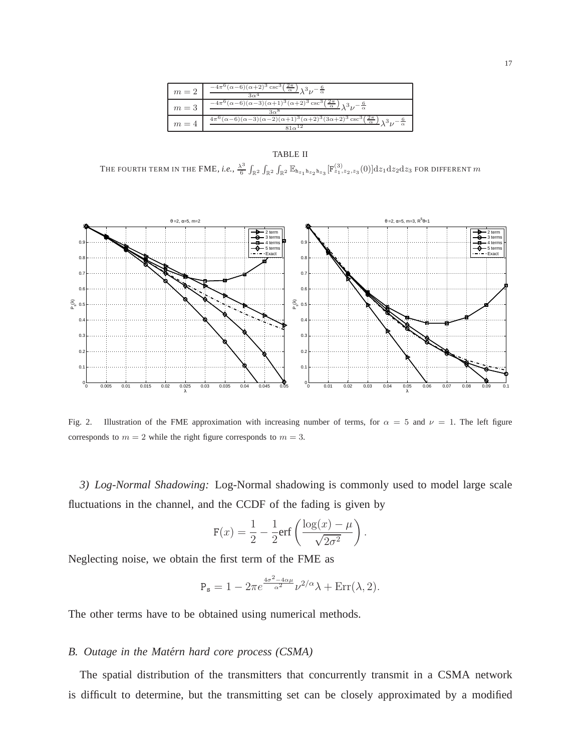| | |
|---|---|
| $m=2$ | $\frac{-4\pi^6(\alpha-6)(\alpha+2)^3\csc^3\left(\frac{2\pi}{\alpha}\right)}{3\alpha^4}\lambda^3\nu^{-\frac{6}{\alpha}}$ |
| $m=3$ | $\frac{-4\pi^6(\alpha-6)(\alpha-3)(\alpha+1)^3(\alpha+2)^3\csc^3\left(\frac{2\pi}{\alpha}\right)}{3\alpha^8}\lambda^3\nu^{-\frac{6}{\alpha}}$ |
| $m=4$ | $\frac{4\pi^6(\alpha-6)(\alpha-3)(\alpha-2)(\alpha+1)^3(\alpha+2)^3(3\alpha+2)^3\csc^3\left(\frac{2\pi}{\alpha}\right)}{81\alpha^{12}}\lambda^3\nu^{-\frac{6}{\alpha}}$ |

TABLE II

THE FOURTH TERM IN THE FME, *i.e.*, $\frac{\lambda^3}{6}\int_{\mathbb{R}^2}\int_{\mathbb{R}^2}\int_{\mathbb{R}^2}\mathbb{E}_{\mathtt{h}_{z_1}\mathtt{h}_{z_2}\mathtt{h}_{z_3}}[\mathtt{F}^{(3)}_{z_1,z_2,z_3}(0)]\mathrm{d}z_1\mathrm{d}z_2\mathrm{d}z_3$ FOR DIFFERENT $m$

Fig. 2. Illustration of the FME approximation with increasing number of terms, for $\alpha = 5$ and $\nu = 1$. The left figure corresponds to $m = 2$ while the right figure corresponds to $m = 3$.

*3) Log-Normal Shadowing:* Log-Normal shadowing is commonly used to model large scale fluctuations in the channel, and the CCDF of the fading is given by

$$\mathtt{F}(x) = \frac{1}{2} - \frac{1}{2}\mathrm{erf}\left(\frac{\log(x) - \mu}{\sqrt{2\sigma^2}}\right).$$

Neglecting noise, we obtain the first term of the FME as

$$\mathtt{P_s} = 1 - 2\pi e^{\frac{4\sigma^2 - 4\alpha\mu}{\alpha^2}}\nu^{2/\alpha}\lambda + \mathrm{Err}(\lambda, 2).$$

The other terms have to be obtained using numerical methods.

### *B. Outage in the Matérn hard core process (CSMA)*

The spatial distribution of the transmitters that concurrently transmit in a CSMA network is difficult to determine, but the transmitting set can be closely approximated by a modified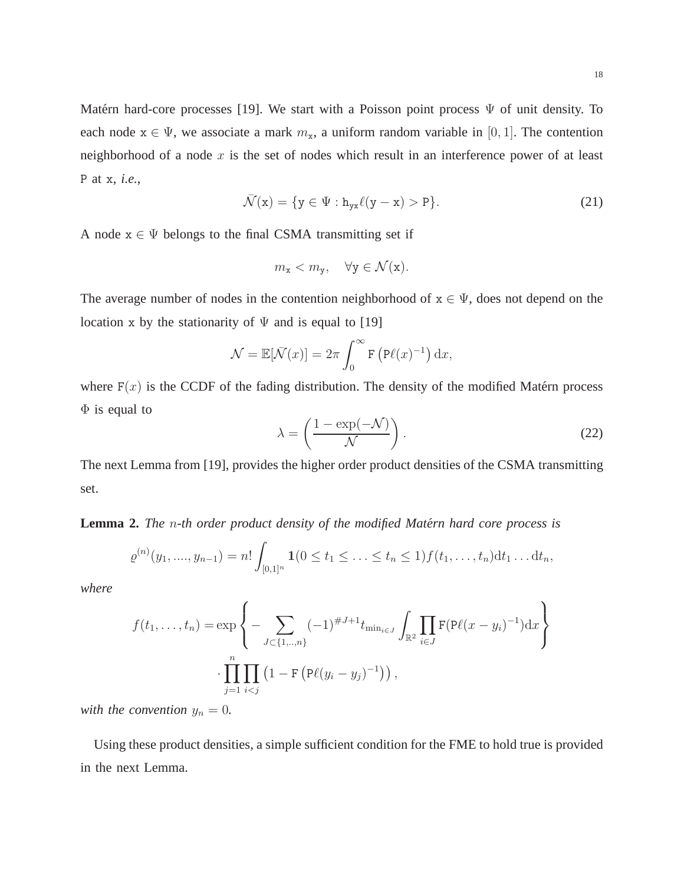Matérn hard-core processes [19]. We start with a Poisson point process $\Psi$ of unit density. To each node $\mathtt{x} \in \Psi$, we associate a mark $m_{\mathtt{x}}$, a uniform random variable in $[0,1]$. The contention neighborhood of a node $x$ is the set of nodes which result in an interference power of at least $\mathtt{P}$ at $\mathtt{x}$, *i.e.*,

$$\bar{\mathcal{N}}(\mathtt{x}) = \{\mathtt{y} \in \Psi : \mathtt{h}_{\mathtt{yx}} \ell(\mathtt{y} - \mathtt{x}) > \mathtt{P}\}. \tag{21}$$

A node $\mathtt{x} \in \Psi$ belongs to the final CSMA transmitting set if

$$m_{\mathtt{x}} < m_{\mathtt{y}}, \quad \forall \mathtt{y} \in \mathcal{N}(\mathtt{x}).$$

The average number of nodes in the contention neighborhood of $\mathtt{x} \in \Psi$, does not depend on the location $\mathtt{x}$ by the stationarity of $\Psi$ and is equal to [19]

$$\mathcal{N} = \mathbb{E}[\bar{\mathcal{N}}(x)] = 2\pi \int_0^\infty \mathtt{F}\left(\mathtt{P}\ell(x)^{-1}\right) \mathrm{d}x,$$

where $\mathtt{F}(x)$ is the CCDF of the fading distribution. The density of the modified Matérn process $\Phi$ is equal to

$$\lambda = \left(\frac{1 - \exp(-\mathcal{N})}{\mathcal{N}}\right). \tag{22}$$

The next Lemma from [19], provides the higher order product densities of the CSMA transmitting set.

**Lemma 2.** *The $n$-th order product density of the modified Matérn hard core process is*

$$\varrho^{(n)}(y_1, ...., y_{n-1}) = n! \int_{[0,1]^n} \mathbf{1}(0 \le t_1 \le \ldots \le t_n \le 1) f(t_1, \ldots, t_n) \mathrm{d}t_1 \ldots \mathrm{d}t_n,$$

*where*

$$f(t_1, \ldots, t_n) = \exp\left\{ -\sum_{J \subset \{1,..,n\}} (-1)^{\#J+1} t_{\min_{i \in J}} \int_{\mathbb{R}^2} \prod_{i \in J} \mathtt{F}(\mathtt{P}\ell(x - y_i)^{-1}) \mathrm{d}x \right\}$$
$$\cdot \prod_{j=1}^{n} \prod_{i<j} \left(1 - \mathtt{F}\left(\mathtt{P}\ell(y_i - y_j)^{-1}\right)\right),$$

*with the convention $y_n = 0$.*

Using these product densities, a simple sufficient condition for the FME to hold true is provided in the next Lemma.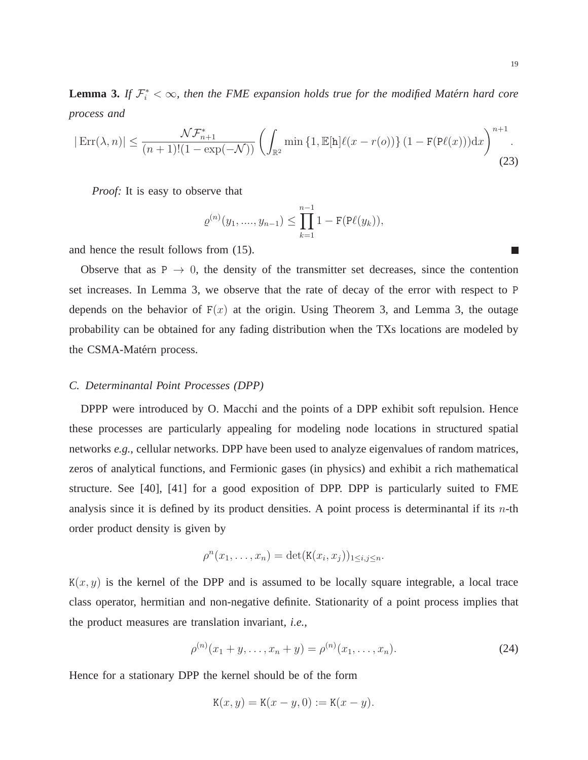**Lemma 3.** *If $\mathcal{F}_i^* < \infty$, then the FME expansion holds true for the modified Matérn hard core process and*

$$|\operatorname{Err}(\lambda, n)| \leq \frac{\mathcal{N}\mathcal{F}_{n+1}^*}{(n+1)!(1-\exp(-\mathcal{N}))}\left(\int_{\mathbb{R}^2} \min\left\{1, \mathbb{E}[\mathtt{h}]\ell(x - r(o))\right\}(1 - \mathtt{F}(\mathtt{P}\ell(x)))\mathrm{d}x\right)^{n+1}. \tag{23}$$

*Proof:* It is easy to observe that

$$\varrho^{(n)}(y_1, ...., y_{n-1}) \leq \prod_{k=1}^{n-1} 1 - \mathtt{F}(\mathtt{P}\ell(y_k)),$$

and hence the result follows from (15). ∎

Observe that as $\mathtt{P} \to 0$, the density of the transmitter set decreases, since the contention set increases. In Lemma 3, we observe that the rate of decay of the error with respect to $\mathtt{P}$ depends on the behavior of $\mathtt{F}(x)$ at the origin. Using Theorem 3, and Lemma 3, the outage probability can be obtained for any fading distribution when the TXs locations are modeled by the CSMA-Matérn process.

### *C. Determinantal Point Processes (DPP)*

DPPP were introduced by O. Macchi and the points of a DPP exhibit soft repulsion. Hence these processes are particularly appealing for modeling node locations in structured spatial networks *e.g.*, cellular networks. DPP have been used to analyze eigenvalues of random matrices, zeros of analytical functions, and Fermionic gases (in physics) and exhibit a rich mathematical structure. See [40], [41] for a good exposition of DPP. DPP is particularly suited to FME analysis since it is defined by its product densities. A point process is determinantal if its $n$-th order product density is given by

$$\rho^n(x_1, \ldots, x_n) = \det(\mathtt{K}(x_i, x_j))_{1 \leq i,j \leq n}.$$

$\mathtt{K}(x, y)$ is the kernel of the DPP and is assumed to be locally square integrable, a local trace class operator, hermitian and non-negative definite. Stationarity of a point process implies that the product measures are translation invariant, *i.e.*,

$$\rho^{(n)}(x_1 + y, \ldots, x_n + y) = \rho^{(n)}(x_1, \ldots, x_n). \tag{24}$$

Hence for a stationary DPP the kernel should be of the form

$$\mathtt{K}(x, y) = \mathtt{K}(x - y, 0) := \mathtt{K}(x - y).$$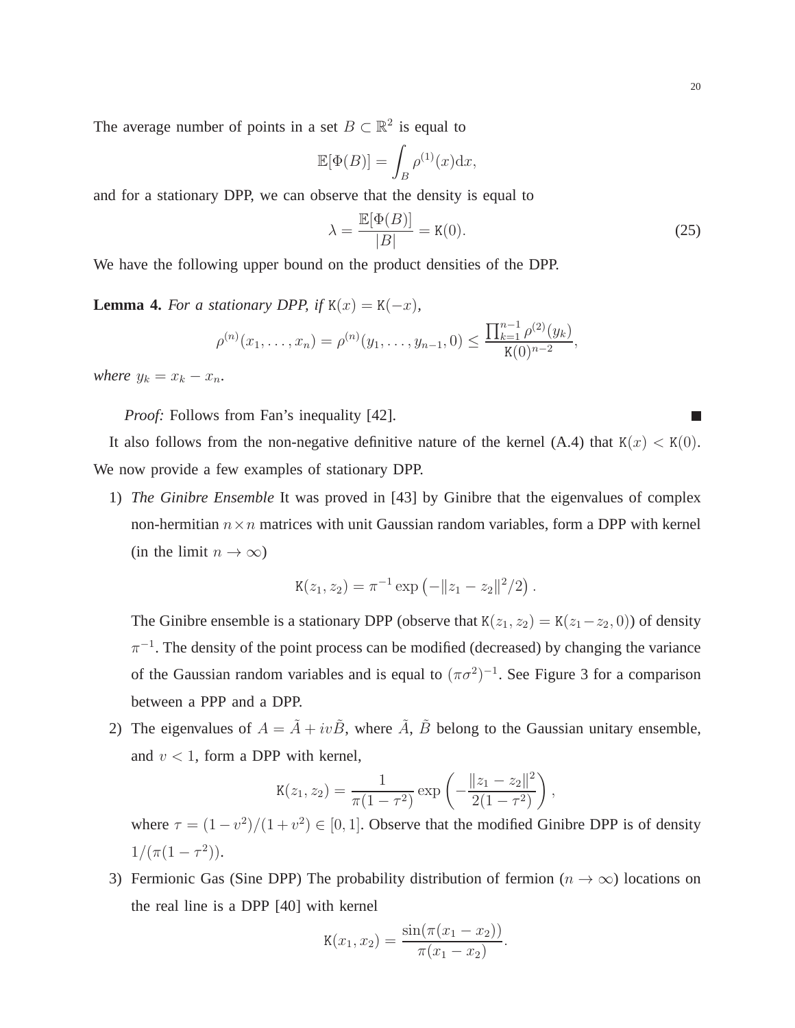The average number of points in a set $B \subset \mathbb{R}^2$ is equal to

$$\mathbb{E}[\Phi(B)] = \int_B \rho^{(1)}(x)\mathrm{d}x,$$

and for a stationary DPP, we can observe that the density is equal to

$$\lambda = \frac{\mathbb{E}[\Phi(B)]}{|B|} = \mathtt{K}(0). \tag{25}$$

We have the following upper bound on the product densities of the DPP.

**Lemma 4.** *For a stationary DPP, if* $\mathtt{K}(x) = \mathtt{K}(-x)$*,*

$$\rho^{(n)}(x_1, \ldots, x_n) = \rho^{(n)}(y_1, \ldots, y_{n-1}, 0) \leq \frac{\prod_{k=1}^{n-1} \rho^{(2)}(y_k)}{\mathtt{K}(0)^{n-2}},$$

*where* $y_k = x_k - x_n$*.*

*Proof:* Follows from Fan's inequality [42]. ∎

It also follows from the non-negative definitive nature of the kernel (A.4) that $\mathtt{K}(x) < \mathtt{K}(0)$. We now provide a few examples of stationary DPP.

1) *The Ginibre Ensemble* It was proved in [43] by Ginibre that the eigenvalues of complex non-hermitian $n \times n$ matrices with unit Gaussian random variables, form a DPP with kernel (in the limit $n \to \infty$)

$$\mathtt{K}(z_1, z_2) = \pi^{-1} \exp\left(-\|z_1 - z_2\|^2/2\right).$$

The Ginibre ensemble is a stationary DPP (observe that $\mathtt{K}(z_1, z_2) = \mathtt{K}(z_1 - z_2, 0)$) of density $\pi^{-1}$. The density of the point process can be modified (decreased) by changing the variance of the Gaussian random variables and is equal to $(\pi\sigma^2)^{-1}$. See Figure 3 for a comparison between a PPP and a DPP.

2) The eigenvalues of $A = \tilde{A} + iv\tilde{B}$, where $\tilde{A}$, $\tilde{B}$ belong to the Gaussian unitary ensemble, and $v < 1$, form a DPP with kernel,

$$\mathtt{K}(z_1, z_2) = \frac{1}{\pi(1-\tau^2)} \exp\left(-\frac{\|z_1 - z_2\|^2}{2(1-\tau^2)}\right),$$

where $\tau = (1-v^2)/(1+v^2) \in [0, 1]$. Observe that the modified Ginibre DPP is of density $1/(\pi(1-\tau^2))$.

3) Fermionic Gas (Sine DPP) The probability distribution of fermion ($n \to \infty$) locations on the real line is a DPP [40] with kernel

$$\mathtt{K}(x_1, x_2) = \frac{\sin(\pi(x_1 - x_2))}{\pi(x_1 - x_2)}.$$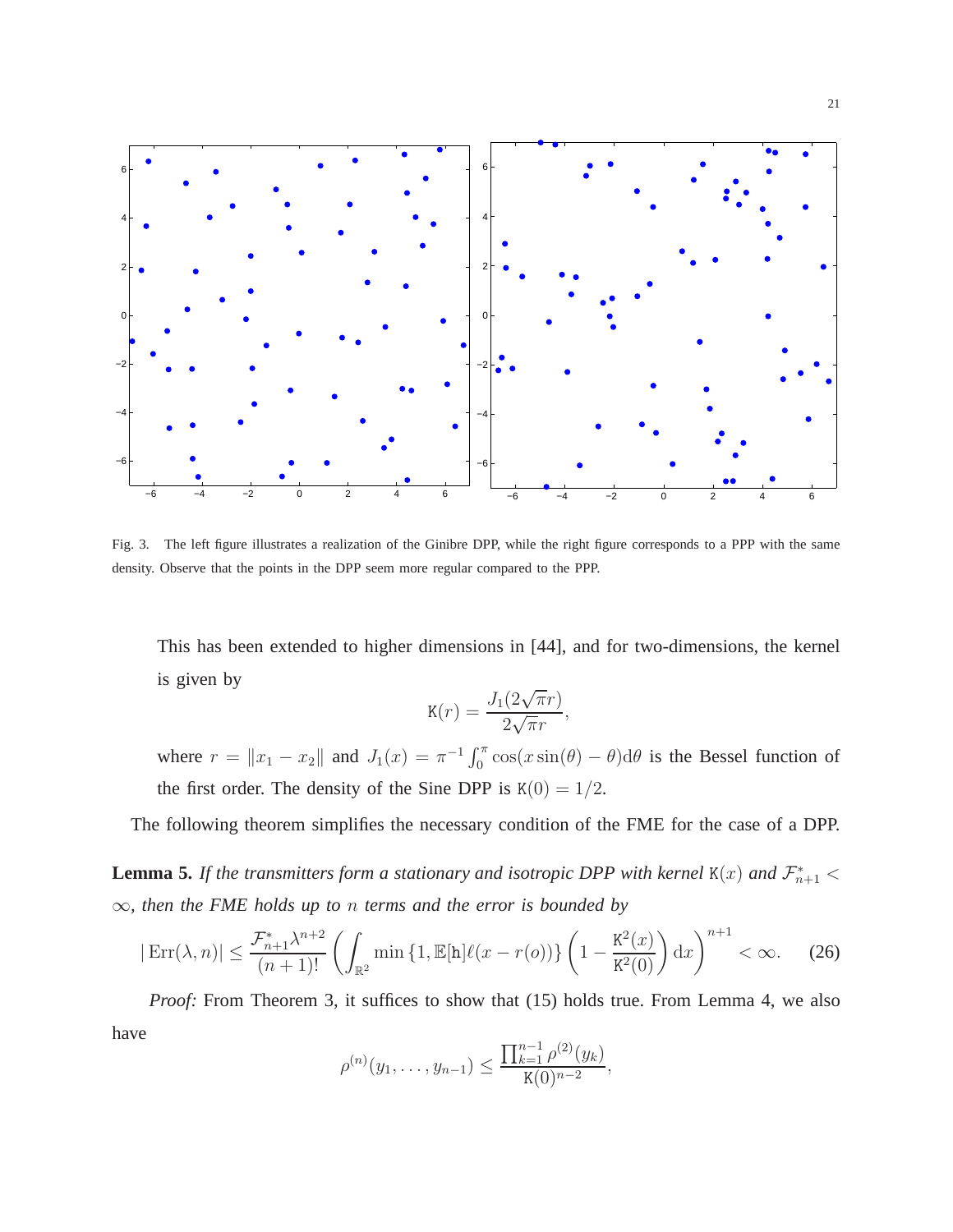Fig. 3. The left figure illustrates a realization of the Ginibre DPP, while the right figure corresponds to a PPP with the same density. Observe that the points in the DPP seem more regular compared to the PPP.

This has been extended to higher dimensions in [44], and for two-dimensions, the kernel is given by

$$\mathtt{K}(r) = \frac{J_1(2\sqrt{\pi}r)}{2\sqrt{\pi}r},$$

where $r = \|x_1 - x_2\|$ and $J_1(x) = \pi^{-1}\int_0^\pi \cos(x\sin(\theta) - \theta)\mathrm{d}\theta$ is the Bessel function of the first order. The density of the Sine DPP is $\mathtt{K}(0) = 1/2$.

The following theorem simplifies the necessary condition of the FME for the case of a DPP.

**Lemma 5.** *If the transmitters form a stationary and isotropic DPP with kernel* $\mathtt{K}(x)$ *and* $\mathcal{F}^*_{n+1} < \infty$*, then the FME holds up to* $n$ *terms and the error is bounded by*

$$|\operatorname{Err}(\lambda, n)| \leq \frac{\mathcal{F}^*_{n+1}\lambda^{n+2}}{(n+1)!}\left(\int_{\mathbb{R}^2} \min\left\{1, \mathbb{E}[\mathtt{h}]\ell(x - r(o))\right\}\left(1 - \frac{\mathtt{K}^2(x)}{\mathtt{K}^2(0)}\right)\mathrm{d}x\right)^{n+1} < \infty. \tag{26}$$

*Proof:* From Theorem 3, it suffices to show that (15) holds true. From Lemma 4, we also have

$$\rho^{(n)}(y_1, \ldots, y_{n-1}) \leq \frac{\prod_{k=1}^{n-1}\rho^{(2)}(y_k)}{\mathtt{K}(0)^{n-2}},$$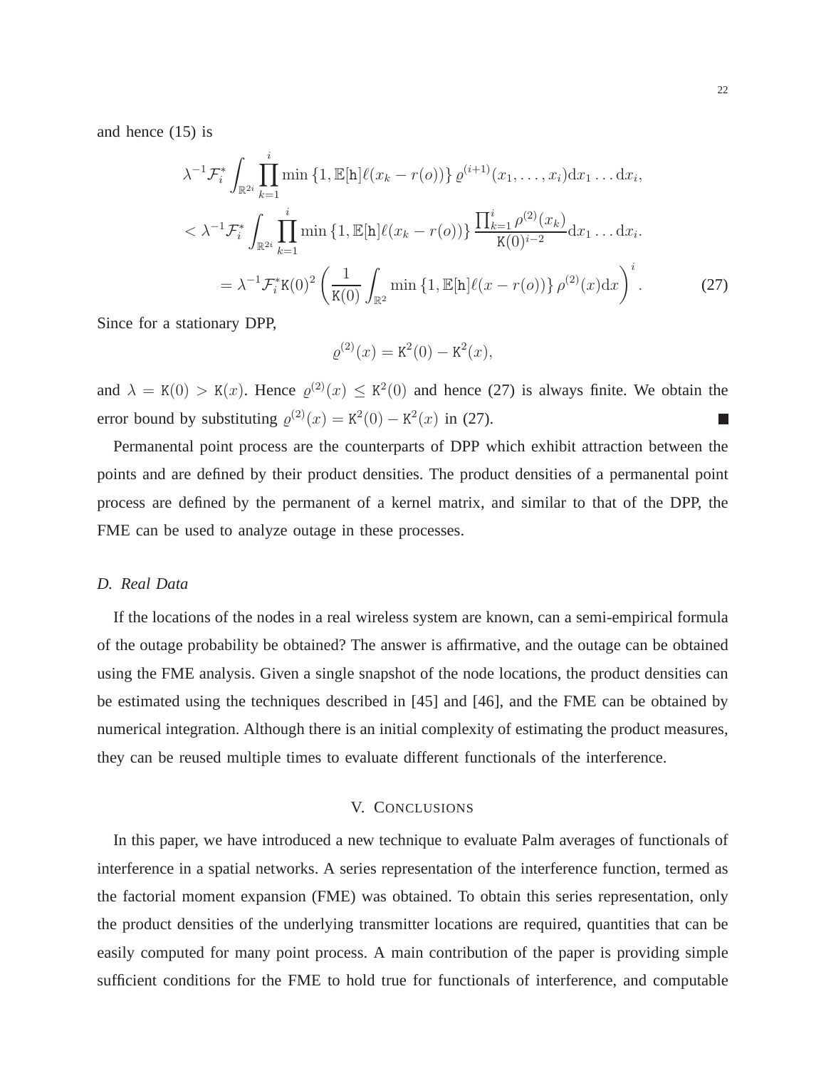and hence (15) is

$$
\begin{aligned}
&\lambda^{-1}\mathcal{F}_i^* \int_{\mathbb{R}^{2i}} \prod_{k=1}^{i} \min\left\{1, \mathbb{E}[\mathtt{h}]\ell(x_k - r(o))\right\} \varrho^{(i+1)}(x_1, \ldots, x_i)\mathrm{d}x_1 \ldots \mathrm{d}x_i, \\
&< \lambda^{-1}\mathcal{F}_i^* \int_{\mathbb{R}^{2i}} \prod_{k=1}^{i} \min\left\{1, \mathbb{E}[\mathtt{h}]\ell(x_k - r(o))\right\} \frac{\prod_{k=1}^{i} \rho^{(2)}(x_k)}{\mathtt{K}(0)^{i-2}} \mathrm{d}x_1 \ldots \mathrm{d}x_i. \\
&\quad = \lambda^{-1}\mathcal{F}_i^* \mathtt{K}(0)^2 \left( \frac{1}{\mathtt{K}(0)} \int_{\mathbb{R}^2} \min\left\{1, \mathbb{E}[\mathtt{h}]\ell(x - r(o))\right\} \rho^{(2)}(x)\mathrm{d}x \right)^i. \qquad (27)
\end{aligned}
$$

Since for a stationary DPP,

$$
\varrho^{(2)}(x) = \mathtt{K}^2(0) - \mathtt{K}^2(x),
$$

and $\lambda = \mathtt{K}(0) > \mathtt{K}(x)$. Hence $\varrho^{(2)}(x) \leq \mathtt{K}^2(0)$ and hence (27) is always finite. We obtain the error bound by substituting $\varrho^{(2)}(x) = \mathtt{K}^2(0) - \mathtt{K}^2(x)$ in (27). ∎

Permanental point process are the counterparts of DPP which exhibit attraction between the points and are defined by their product densities. The product densities of a permanental point process are defined by the permanent of a kernel matrix, and similar to that of the DPP, the FME can be used to analyze outage in these processes.

### *D. Real Data*

If the locations of the nodes in a real wireless system are known, can a semi-empirical formula of the outage probability be obtained? The answer is affirmative, and the outage can be obtained using the FME analysis. Given a single snapshot of the node locations, the product densities can be estimated using the techniques described in [45] and [46], and the FME can be obtained by numerical integration. Although there is an initial complexity of estimating the product measures, they can be reused multiple times to evaluate different functionals of the interference.

## V. Conclusions

In this paper, we have introduced a new technique to evaluate Palm averages of functionals of interference in a spatial networks. A series representation of the interference function, termed as the factorial moment expansion (FME) was obtained. To obtain this series representation, only the product densities of the underlying transmitter locations are required, quantities that can be easily computed for many point process. A main contribution of the paper is providing simple sufficient conditions for the FME to hold true for functionals of interference, and computable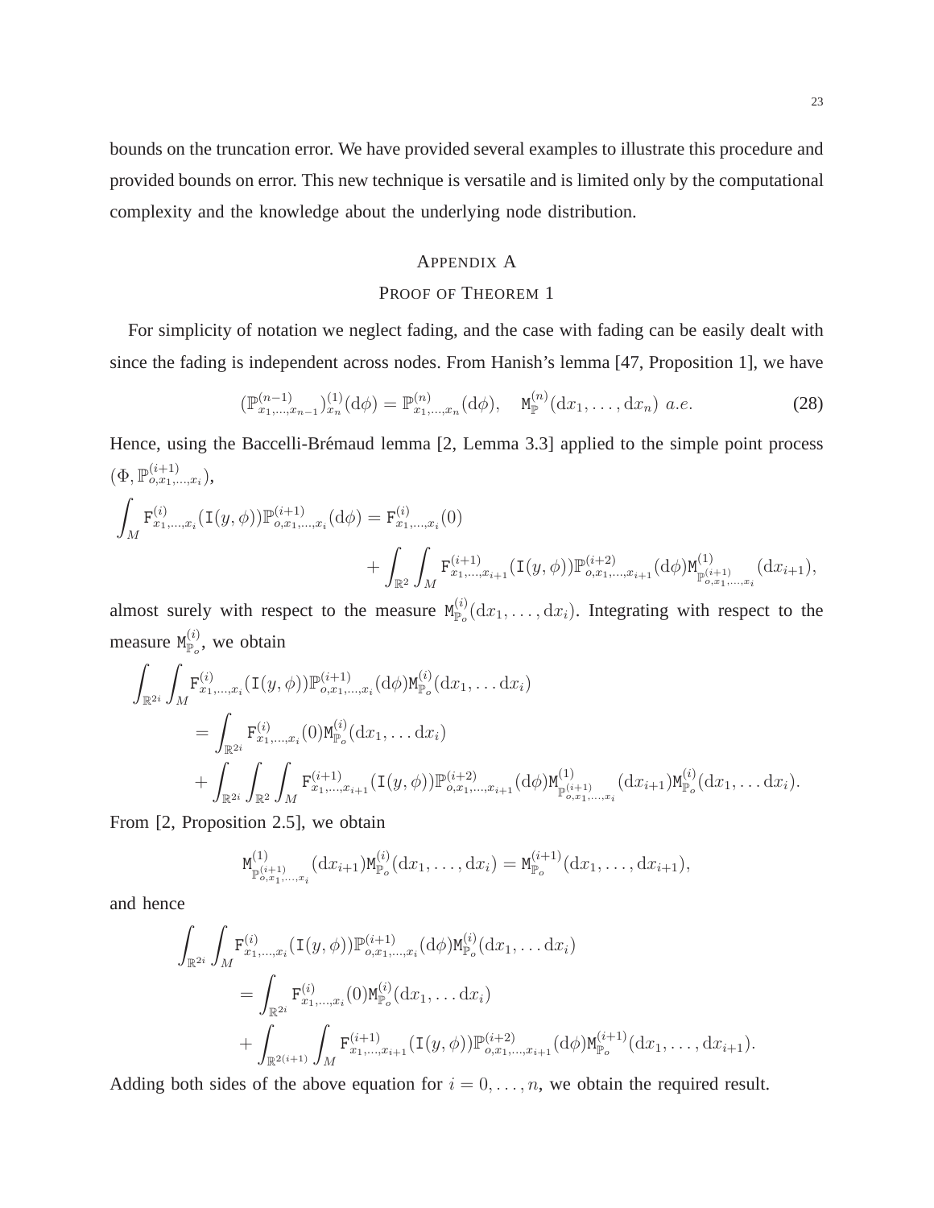bounds on the truncation error. We have provided several examples to illustrate this procedure and provided bounds on error. This new technique is versatile and is limited only by the computational complexity and the knowledge about the underlying node distribution.

## Appendix A
## Proof of Theorem 1

For simplicity of notation we neglect fading, and the case with fading can be easily dealt with since the fading is independent across nodes. From Hanish's lemma [47, Proposition 1], we have

$$(\mathbb{P}^{(n-1)}_{x_1,\ldots,x_{n-1}})^{(1)}_{x_n}(\mathrm{d}\phi) = \mathbb{P}^{(n)}_{x_1,\ldots,x_n}(\mathrm{d}\phi), \quad \mathtt{M}^{(n)}_{\mathbb{P}}(\mathrm{d}x_1,\ldots,\mathrm{d}x_n) \ a.e. \tag{28}$$

Hence, using the Baccelli-Brémaud lemma [2, Lemma 3.3] applied to the simple point process $(\Phi, \mathbb{P}^{(i+1)}_{o,x_1,\ldots,x_i})$,

$$\int_M \mathtt{F}^{(i)}_{x_1,\ldots,x_i}(\mathtt{I}(y,\phi))\mathbb{P}^{(i+1)}_{o,x_1,\ldots,x_i}(\mathrm{d}\phi) = \mathtt{F}^{(i)}_{x_1,\ldots,x_i}(0) + \int_{\mathbb{R}^2}\int_M \mathtt{F}^{(i+1)}_{x_1,\ldots,x_{i+1}}(\mathtt{I}(y,\phi))\mathbb{P}^{(i+2)}_{o,x_1,\ldots,x_{i+1}}(\mathrm{d}\phi)\mathtt{M}^{(1)}_{\mathbb{P}^{(i+1)}_{o,x_1,\ldots,x_i}}(\mathrm{d}x_{i+1}),$$

almost surely with respect to the measure $\mathtt{M}^{(i)}_{\mathbb{P}_o}(\mathrm{d}x_1,\ldots,\mathrm{d}x_i)$. Integrating with respect to the measure $\mathtt{M}^{(i)}_{\mathbb{P}_o}$, we obtain

$$\begin{aligned}
\int_{\mathbb{R}^{2i}}\int_M & \mathtt{F}^{(i)}_{x_1,\ldots,x_i}(\mathtt{I}(y,\phi))\mathbb{P}^{(i+1)}_{o,x_1,\ldots,x_i}(\mathrm{d}\phi)\mathtt{M}^{(i)}_{\mathbb{P}_o}(\mathrm{d}x_1,\ldots\mathrm{d}x_i) \\
&= \int_{\mathbb{R}^{2i}} \mathtt{F}^{(i)}_{x_1,\ldots,x_i}(0)\mathtt{M}^{(i)}_{\mathbb{P}_o}(\mathrm{d}x_1,\ldots\mathrm{d}x_i) \\
&\quad + \int_{\mathbb{R}^{2i}}\int_{\mathbb{R}^2}\int_M \mathtt{F}^{(i+1)}_{x_1,\ldots,x_{i+1}}(\mathtt{I}(y,\phi))\mathbb{P}^{(i+2)}_{o,x_1,\ldots,x_{i+1}}(\mathrm{d}\phi)\mathtt{M}^{(1)}_{\mathbb{P}^{(i+1)}_{o,x_1,\ldots,x_i}}(\mathrm{d}x_{i+1})\mathtt{M}^{(i)}_{\mathbb{P}_o}(\mathrm{d}x_1,\ldots\mathrm{d}x_i).
\end{aligned}$$

From [2, Proposition 2.5], we obtain

$$\mathtt{M}^{(1)}_{\mathbb{P}^{(i+1)}_{o,x_1,\ldots,x_i}}(\mathrm{d}x_{i+1})\mathtt{M}^{(i)}_{\mathbb{P}_o}(\mathrm{d}x_1,\ldots,\mathrm{d}x_i) = \mathtt{M}^{(i+1)}_{\mathbb{P}_o}(\mathrm{d}x_1,\ldots,\mathrm{d}x_{i+1}),$$

and hence

$$\begin{aligned}
\int_{\mathbb{R}^{2i}}\int_M & \mathtt{F}^{(i)}_{x_1,\ldots,x_i}(\mathtt{I}(y,\phi))\mathbb{P}^{(i+1)}_{o,x_1,\ldots,x_i}(\mathrm{d}\phi)\mathtt{M}^{(i)}_{\mathbb{P}_o}(\mathrm{d}x_1,\ldots\mathrm{d}x_i) \\
&= \int_{\mathbb{R}^{2i}} \mathtt{F}^{(i)}_{x_1,\ldots,x_i}(0)\mathtt{M}^{(i)}_{\mathbb{P}_o}(\mathrm{d}x_1,\ldots\mathrm{d}x_i) \\
&\quad + \int_{\mathbb{R}^{2(i+1)}}\int_M \mathtt{F}^{(i+1)}_{x_1,\ldots,x_{i+1}}(\mathtt{I}(y,\phi))\mathbb{P}^{(i+2)}_{o,x_1,\ldots,x_{i+1}}(\mathrm{d}\phi)\mathtt{M}^{(i+1)}_{\mathbb{P}_o}(\mathrm{d}x_1,\ldots,\mathrm{d}x_{i+1}).
\end{aligned}$$

Adding both sides of the above equation for $i = 0,\ldots,n$, we obtain the required result.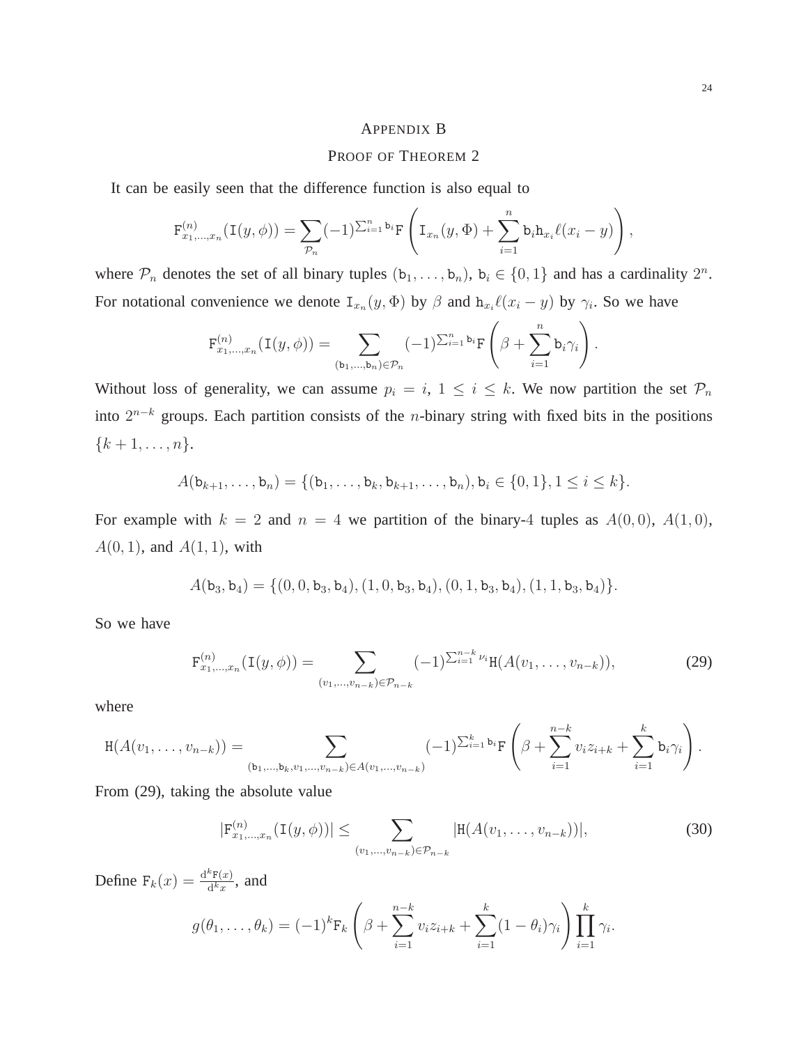# Appendix B

## Proof of Theorem 2

It can be easily seen that the difference function is also equal to

$$\mathtt{F}^{(n)}_{x_1,\ldots,x_n}(\mathtt{I}(y,\phi)) = \sum_{\mathcal{P}_n} (-1)^{\sum_{i=1}^n \mathtt{b}_i} \mathtt{F}\left(\mathtt{I}_{x_n}(y,\Phi) + \sum_{i=1}^n \mathtt{b}_i \mathtt{h}_{x_i} \ell(x_i - y)\right),$$

where $\mathcal{P}_n$ denotes the set of all binary tuples $(\mathtt{b}_1,\ldots,\mathtt{b}_n)$, $\mathtt{b}_i \in \{0,1\}$ and has a cardinality $2^n$. For notational convenience we denote $\mathtt{I}_{x_n}(y,\Phi)$ by $\beta$ and $\mathtt{h}_{x_i}\ell(x_i - y)$ by $\gamma_i$. So we have

$$\mathtt{F}^{(n)}_{x_1,\ldots,x_n}(\mathtt{I}(y,\phi)) = \sum_{(\mathtt{b}_1,\ldots,\mathtt{b}_n)\in\mathcal{P}_n} (-1)^{\sum_{i=1}^n \mathtt{b}_i} \mathtt{F}\left(\beta + \sum_{i=1}^n \mathtt{b}_i \gamma_i\right).$$

Without loss of generality, we can assume $p_i = i$, $1 \le i \le k$. We now partition the set $\mathcal{P}_n$ into $2^{n-k}$ groups. Each partition consists of the $n$-binary string with fixed bits in the positions $\{k+1,\ldots,n\}$.

$$A(\mathtt{b}_{k+1},\ldots,\mathtt{b}_n) = \{(\mathtt{b}_1,\ldots,\mathtt{b}_k,\mathtt{b}_{k+1},\ldots,\mathtt{b}_n), \mathtt{b}_i \in \{0,1\}, 1 \le i \le k\}.$$

For example with $k = 2$ and $n = 4$ we partition of the binary-4 tuples as $A(0,0)$, $A(1,0)$, $A(0,1)$, and $A(1,1)$, with

$$A(\mathtt{b}_3,\mathtt{b}_4) = \{(0,0,\mathtt{b}_3,\mathtt{b}_4),(1,0,\mathtt{b}_3,\mathtt{b}_4),(0,1,\mathtt{b}_3,\mathtt{b}_4),(1,1,\mathtt{b}_3,\mathtt{b}_4)\}.$$

So we have

$$\mathtt{F}^{(n)}_{x_1,\ldots,x_n}(\mathtt{I}(y,\phi)) = \sum_{(v_1,\ldots,v_{n-k})\in\mathcal{P}_{n-k}} (-1)^{\sum_{i=1}^{n-k} \nu_i} \mathtt{H}(A(v_1,\ldots,v_{n-k})), \tag{29}$$

where

$$\mathtt{H}(A(v_1,\ldots,v_{n-k})) = \sum_{(\mathtt{b}_1,\ldots,\mathtt{b}_k,v_1,\ldots,v_{n-k})\in A(v_1,\ldots,v_{n-k})} (-1)^{\sum_{i=1}^k \mathtt{b}_i} \mathtt{F}\left(\beta + \sum_{i=1}^{n-k} v_i z_{i+k} + \sum_{i=1}^k \mathtt{b}_i \gamma_i\right).$$

From (29), taking the absolute value

$$|\mathtt{F}^{(n)}_{x_1,\ldots,x_n}(\mathtt{I}(y,\phi))| \le \sum_{(v_1,\ldots,v_{n-k})\in\mathcal{P}_{n-k}} |\mathtt{H}(A(v_1,\ldots,v_{n-k}))|, \tag{30}$$

Define $\mathtt{F}_k(x) = \frac{\mathrm{d}^k \mathtt{F}(x)}{\mathrm{d}^k x}$, and

$$g(\theta_1,\ldots,\theta_k) = (-1)^k \mathtt{F}_k\left(\beta + \sum_{i=1}^{n-k} v_i z_{i+k} + \sum_{i=1}^k (1-\theta_i)\gamma_i\right) \prod_{i=1}^k \gamma_i.$$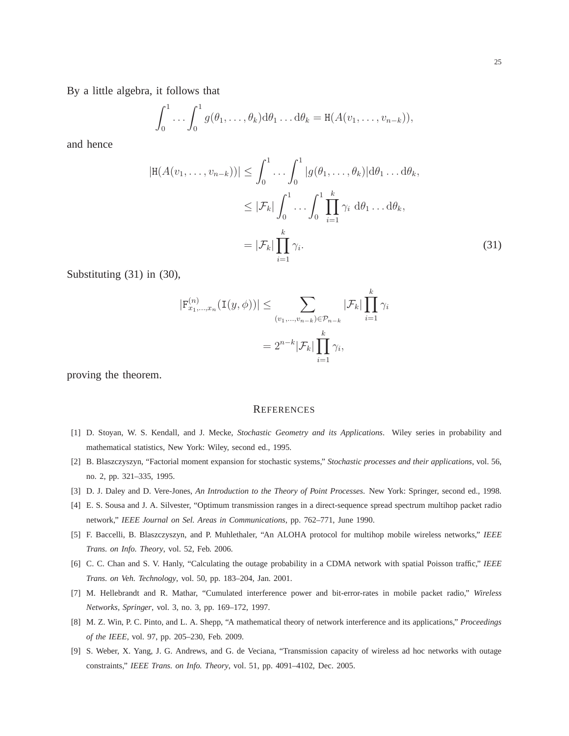By a little algebra, it follows that

$$\int_0^1 \ldots \int_0^1 g(\theta_1, \ldots, \theta_k) \mathrm{d}\theta_1 \ldots \mathrm{d}\theta_k = \mathtt{H}(A(v_1, \ldots, v_{n-k})),$$

and hence

$$\begin{aligned} |\mathtt{H}(A(v_1, \ldots, v_{n-k}))| &\leq \int_0^1 \ldots \int_0^1 |g(\theta_1, \ldots, \theta_k)| \mathrm{d}\theta_1 \ldots \mathrm{d}\theta_k, \\ &\leq |\mathcal{F}_k| \int_0^1 \ldots \int_0^1 \prod_{i=1}^{k} \gamma_i \ \mathrm{d}\theta_1 \ldots \mathrm{d}\theta_k, \\ &= |\mathcal{F}_k| \prod_{i=1}^{k} \gamma_i. \end{aligned} \tag{31}$$

Substituting (31) in (30),

$$\begin{aligned} |\mathtt{F}^{(n)}_{x_1,\ldots,x_n}(\mathtt{I}(y,\phi))| &\leq \sum_{(v_1,\ldots,v_{n-k}) \in \mathcal{P}_{n-k}} |\mathcal{F}_k| \prod_{i=1}^{k} \gamma_i \\ &= 2^{n-k} |\mathcal{F}_k| \prod_{i=1}^{k} \gamma_i, \end{aligned}$$

proving the theorem.

## References

[1] D. Stoyan, W. S. Kendall, and J. Mecke, *Stochastic Geometry and its Applications*. Wiley series in probability and mathematical statistics, New York: Wiley, second ed., 1995.

[2] B. Blaszczyszyn, "Factorial moment expansion for stochastic systems," *Stochastic processes and their applications*, vol. 56, no. 2, pp. 321–335, 1995.

[3] D. J. Daley and D. Vere-Jones, *An Introduction to the Theory of Point Processes.* New York: Springer, second ed., 1998.

[4] E. S. Sousa and J. A. Silvester, "Optimum transmission ranges in a direct-sequence spread spectrum multihop packet radio network," *IEEE Journal on Sel. Areas in Communications*, pp. 762–771, June 1990.

[5] F. Baccelli, B. Blaszczyszyn, and P. Muhlethaler, "An ALOHA protocol for multihop mobile wireless networks," *IEEE Trans. on Info. Theory*, vol. 52, Feb. 2006.

[6] C. C. Chan and S. V. Hanly, "Calculating the outage probability in a CDMA network with spatial Poisson traffic," *IEEE Trans. on Veh. Technology*, vol. 50, pp. 183–204, Jan. 2001.

[7] M. Hellebrandt and R. Mathar, "Cumulated interference power and bit-error-rates in mobile packet radio," *Wireless Networks, Springer*, vol. 3, no. 3, pp. 169–172, 1997.

[8] M. Z. Win, P. C. Pinto, and L. A. Shepp, "A mathematical theory of network interference and its applications," *Proceedings of the IEEE*, vol. 97, pp. 205–230, Feb. 2009.

[9] S. Weber, X. Yang, J. G. Andrews, and G. de Veciana, "Transmission capacity of wireless ad hoc networks with outage constraints," *IEEE Trans. on Info. Theory*, vol. 51, pp. 4091–4102, Dec. 2005.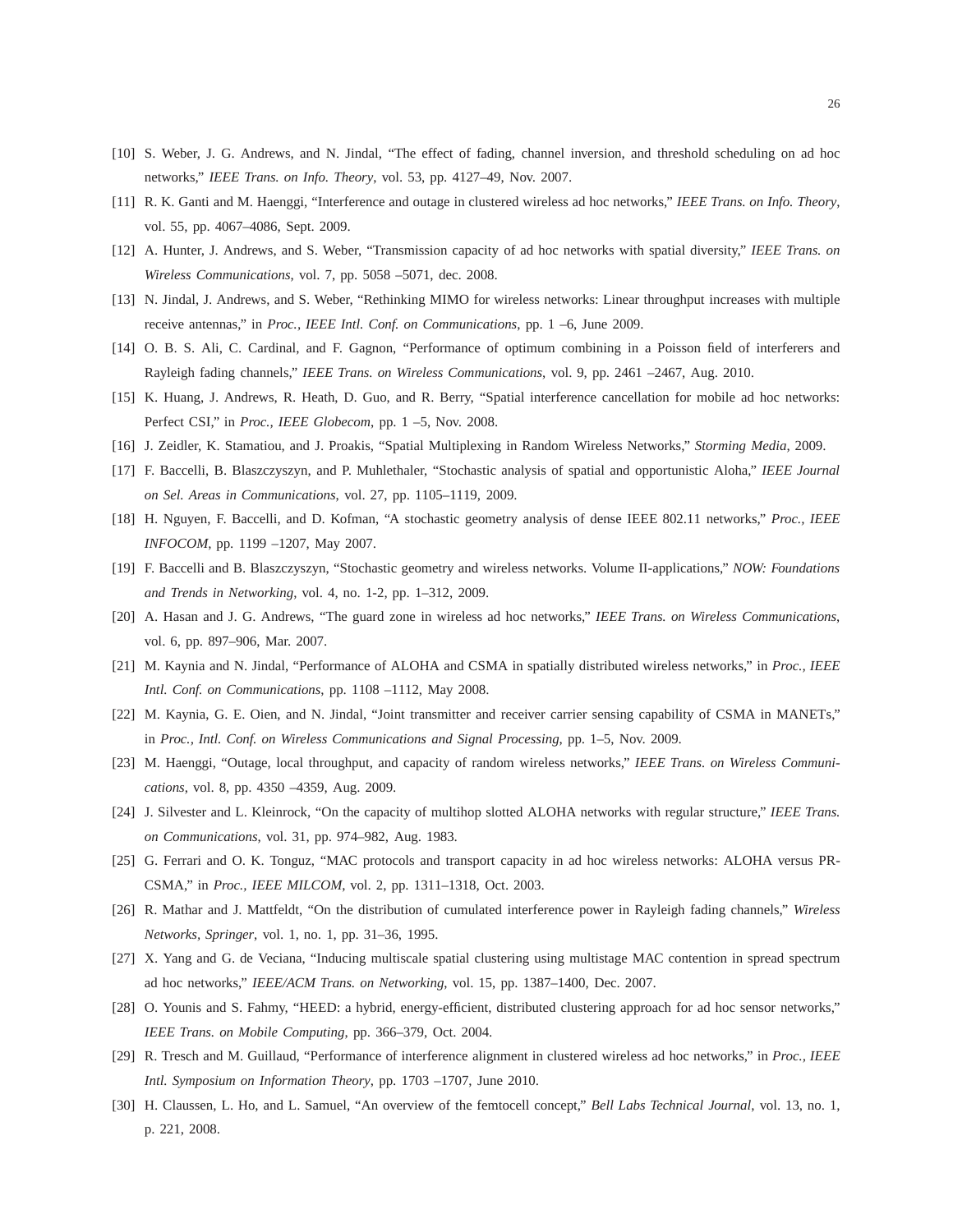[10] S. Weber, J. G. Andrews, and N. Jindal, "The effect of fading, channel inversion, and threshold scheduling on ad hoc networks," *IEEE Trans. on Info. Theory*, vol. 53, pp. 4127–49, Nov. 2007.

[11] R. K. Ganti and M. Haenggi, "Interference and outage in clustered wireless ad hoc networks," *IEEE Trans. on Info. Theory*, vol. 55, pp. 4067–4086, Sept. 2009.

[12] A. Hunter, J. Andrews, and S. Weber, "Transmission capacity of ad hoc networks with spatial diversity," *IEEE Trans. on Wireless Communications*, vol. 7, pp. 5058 –5071, dec. 2008.

[13] N. Jindal, J. Andrews, and S. Weber, "Rethinking MIMO for wireless networks: Linear throughput increases with multiple receive antennas," in *Proc., IEEE Intl. Conf. on Communications*, pp. 1 –6, June 2009.

[14] O. B. S. Ali, C. Cardinal, and F. Gagnon, "Performance of optimum combining in a Poisson field of interferers and Rayleigh fading channels," *IEEE Trans. on Wireless Communications*, vol. 9, pp. 2461 –2467, Aug. 2010.

[15] K. Huang, J. Andrews, R. Heath, D. Guo, and R. Berry, "Spatial interference cancellation for mobile ad hoc networks: Perfect CSI," in *Proc., IEEE Globecom*, pp. 1 –5, Nov. 2008.

[16] J. Zeidler, K. Stamatiou, and J. Proakis, "Spatial Multiplexing in Random Wireless Networks," *Storming Media*, 2009.

[17] F. Baccelli, B. Blaszczyszyn, and P. Muhlethaler, "Stochastic analysis of spatial and opportunistic Aloha," *IEEE Journal on Sel. Areas in Communications*, vol. 27, pp. 1105–1119, 2009.

[18] H. Nguyen, F. Baccelli, and D. Kofman, "A stochastic geometry analysis of dense IEEE 802.11 networks," *Proc., IEEE INFOCOM*, pp. 1199 –1207, May 2007.

[19] F. Baccelli and B. Blaszczyszyn, "Stochastic geometry and wireless networks. Volume II-applications," *NOW: Foundations and Trends in Networking*, vol. 4, no. 1-2, pp. 1–312, 2009.

[20] A. Hasan and J. G. Andrews, "The guard zone in wireless ad hoc networks," *IEEE Trans. on Wireless Communications*, vol. 6, pp. 897–906, Mar. 2007.

[21] M. Kaynia and N. Jindal, "Performance of ALOHA and CSMA in spatially distributed wireless networks," in *Proc., IEEE Intl. Conf. on Communications*, pp. 1108 –1112, May 2008.

[22] M. Kaynia, G. E. Oien, and N. Jindal, "Joint transmitter and receiver carrier sensing capability of CSMA in MANETs," in *Proc., Intl. Conf. on Wireless Communications and Signal Processing*, pp. 1–5, Nov. 2009.

[23] M. Haenggi, "Outage, local throughput, and capacity of random wireless networks," *IEEE Trans. on Wireless Communications*, vol. 8, pp. 4350 –4359, Aug. 2009.

[24] J. Silvester and L. Kleinrock, "On the capacity of multihop slotted ALOHA networks with regular structure," *IEEE Trans. on Communications*, vol. 31, pp. 974–982, Aug. 1983.

[25] G. Ferrari and O. K. Tonguz, "MAC protocols and transport capacity in ad hoc wireless networks: ALOHA versus PR-CSMA," in *Proc., IEEE MILCOM*, vol. 2, pp. 1311–1318, Oct. 2003.

[26] R. Mathar and J. Mattfeldt, "On the distribution of cumulated interference power in Rayleigh fading channels," *Wireless Networks, Springer*, vol. 1, no. 1, pp. 31–36, 1995.

[27] X. Yang and G. de Veciana, "Inducing multiscale spatial clustering using multistage MAC contention in spread spectrum ad hoc networks," *IEEE/ACM Trans. on Networking*, vol. 15, pp. 1387–1400, Dec. 2007.

[28] O. Younis and S. Fahmy, "HEED: a hybrid, energy-efficient, distributed clustering approach for ad hoc sensor networks," *IEEE Trans. on Mobile Computing*, pp. 366–379, Oct. 2004.

[29] R. Tresch and M. Guillaud, "Performance of interference alignment in clustered wireless ad hoc networks," in *Proc., IEEE Intl. Symposium on Information Theory*, pp. 1703 –1707, June 2010.

[30] H. Claussen, L. Ho, and L. Samuel, "An overview of the femtocell concept," *Bell Labs Technical Journal*, vol. 13, no. 1, p. 221, 2008.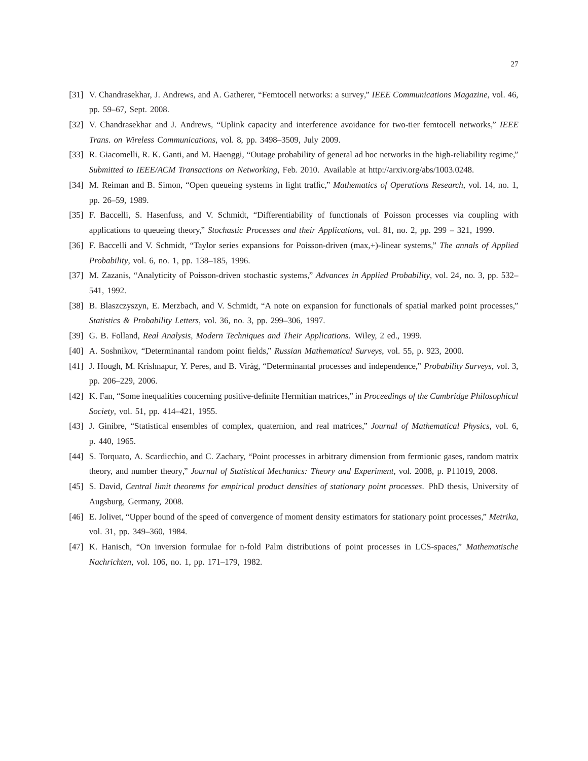[31] V. Chandrasekhar, J. Andrews, and A. Gatherer, "Femtocell networks: a survey," *IEEE Communications Magazine*, vol. 46, pp. 59–67, Sept. 2008.

[32] V. Chandrasekhar and J. Andrews, "Uplink capacity and interference avoidance for two-tier femtocell networks," *IEEE Trans. on Wireless Communications*, vol. 8, pp. 3498–3509, July 2009.

[33] R. Giacomelli, R. K. Ganti, and M. Haenggi, "Outage probability of general ad hoc networks in the high-reliability regime," *Submitted to IEEE/ACM Transactions on Networking*, Feb. 2010. Available at http://arxiv.org/abs/1003.0248.

[34] M. Reiman and B. Simon, "Open queueing systems in light traffic," *Mathematics of Operations Research*, vol. 14, no. 1, pp. 26–59, 1989.

[35] F. Baccelli, S. Hasenfuss, and V. Schmidt, "Differentiability of functionals of Poisson processes via coupling with applications to queueing theory," *Stochastic Processes and their Applications*, vol. 81, no. 2, pp. 299 – 321, 1999.

[36] F. Baccelli and V. Schmidt, "Taylor series expansions for Poisson-driven (max,+)-linear systems," *The annals of Applied Probability*, vol. 6, no. 1, pp. 138–185, 1996.

[37] M. Zazanis, "Analyticity of Poisson-driven stochastic systems," *Advances in Applied Probability*, vol. 24, no. 3, pp. 532–541, 1992.

[38] B. Blaszczyszyn, E. Merzbach, and V. Schmidt, "A note on expansion for functionals of spatial marked point processes," *Statistics & Probability Letters*, vol. 36, no. 3, pp. 299–306, 1997.

[39] G. B. Folland, *Real Analysis, Modern Techniques and Their Applications*. Wiley, 2 ed., 1999.

[40] A. Soshnikov, "Determinantal random point fields," *Russian Mathematical Surveys*, vol. 55, p. 923, 2000.

[41] J. Hough, M. Krishnapur, Y. Peres, and B. Virág, "Determinantal processes and independence," *Probability Surveys*, vol. 3, pp. 206–229, 2006.

[42] K. Fan, "Some inequalities concerning positive-definite Hermitian matrices," in *Proceedings of the Cambridge Philosophical Society*, vol. 51, pp. 414–421, 1955.

[43] J. Ginibre, "Statistical ensembles of complex, quaternion, and real matrices," *Journal of Mathematical Physics*, vol. 6, p. 440, 1965.

[44] S. Torquato, A. Scardicchio, and C. Zachary, "Point processes in arbitrary dimension from fermionic gases, random matrix theory, and number theory," *Journal of Statistical Mechanics: Theory and Experiment*, vol. 2008, p. P11019, 2008.

[45] S. David, *Central limit theorems for empirical product densities of stationary point processes*. PhD thesis, University of Augsburg, Germany, 2008.

[46] E. Jolivet, "Upper bound of the speed of convergence of moment density estimators for stationary point processes," *Metrika*, vol. 31, pp. 349–360, 1984.

[47] K. Hanisch, "On inversion formulae for n-fold Palm distributions of point processes in LCS-spaces," *Mathematische Nachrichten*, vol. 106, no. 1, pp. 171–179, 1982.